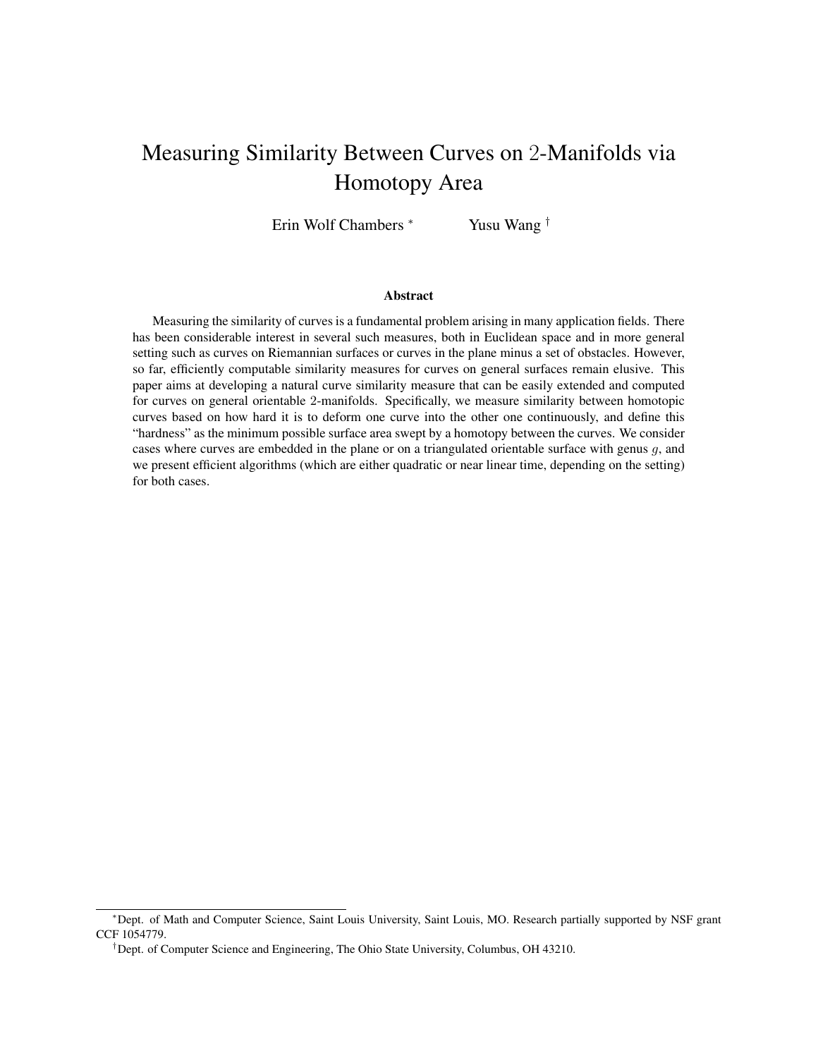# Measuring Similarity Between Curves on 2-Manifolds via Homotopy Area

Erin Wolf Chambers [*] Yusu Wang [†]

## Abstract

Measuring the similarity of curves is a fundamental problem arising in many application fields. There has been considerable interest in several such measures, both in Euclidean space and in more general setting such as curves on Riemannian surfaces or curves in the plane minus a set of obstacles. However, so far, efficiently computable similarity measures for curves on general surfaces remain elusive. This paper aims at developing a natural curve similarity measure that can be easily extended and computed for curves on general orientable 2-manifolds. Specifically, we measure similarity between homotopic curves based on how hard it is to deform one curve into the other one continuously, and define this "hardness" as the minimum possible surface area swept by a homotopy between the curves. We consider cases where curves are embedded in the plane or on a triangulated orientable surface with genus $g$, and we present efficient algorithms (which are either quadratic or near linear time, depending on the setting) for both cases.

---

[*] Dept. of Math and Computer Science, Saint Louis University, Saint Louis, MO. Research partially supported by NSF grant CCF 1054779.

[†] Dept. of Computer Science and Engineering, The Ohio State University, Columbus, OH 43210.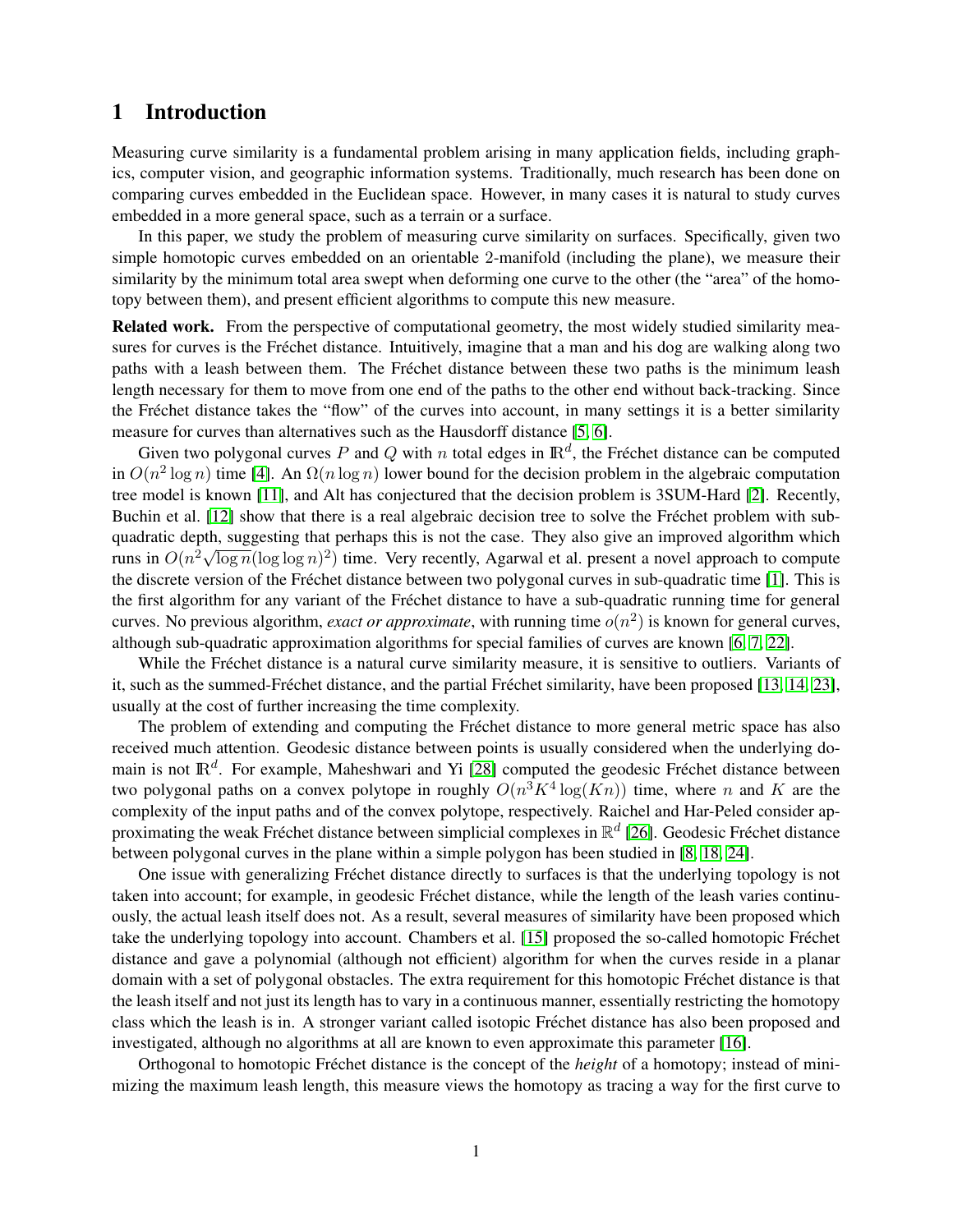# 1 Introduction

Measuring curve similarity is a fundamental problem arising in many application fields, including graphics, computer vision, and geographic information systems. Traditionally, much research has been done on comparing curves embedded in the Euclidean space. However, in many cases it is natural to study curves embedded in a more general space, such as a terrain or a surface.

In this paper, we study the problem of measuring curve similarity on surfaces. Specifically, given two simple homotopic curves embedded on an orientable 2-manifold (including the plane), we measure their similarity by the minimum total area swept when deforming one curve to the other (the "area" of the homotopy between them), and present efficient algorithms to compute this new measure.

**Related work.** From the perspective of computational geometry, the most widely studied similarity measures for curves is the Fréchet distance. Intuitively, imagine that a man and his dog are walking along two paths with a leash between them. The Fréchet distance between these two paths is the minimum leash length necessary for them to move from one end of the paths to the other end without back-tracking. Since the Fréchet distance takes the "flow" of the curves into account, in many settings it is a better similarity measure for curves than alternatives such as the Hausdorff distance [5, 6].

Given two polygonal curves $P$ and $Q$ with $n$ total edges in $\mathbb{R}^d$, the Fréchet distance can be computed in $O(n^2 \log n)$ time [4]. An $\Omega(n \log n)$ lower bound for the decision problem in the algebraic computation tree model is known [11], and Alt has conjectured that the decision problem is 3SUM-Hard [2]. Recently, Buchin et al. [12] show that there is a real algebraic decision tree to solve the Fréchet problem with sub-quadratic depth, suggesting that perhaps this is not the case. They also give an improved algorithm which runs in $O(n^2\sqrt{\log n}(\log\log n)^2)$ time. Very recently, Agarwal et al. present a novel approach to compute the discrete version of the Fréchet distance between two polygonal curves in sub-quadratic time [1]. This is the first algorithm for any variant of the Fréchet distance to have a sub-quadratic running time for general curves. No previous algorithm, *exact or approximate*, with running time $o(n^2)$ is known for general curves, although sub-quadratic approximation algorithms for special families of curves are known [6, 7, 22].

While the Fréchet distance is a natural curve similarity measure, it is sensitive to outliers. Variants of it, such as the summed-Fréchet distance, and the partial Fréchet similarity, have been proposed [13, 14, 23], usually at the cost of further increasing the time complexity.

The problem of extending and computing the Fréchet distance to more general metric space has also received much attention. Geodesic distance between points is usually considered when the underlying domain is not $\mathbb{R}^d$. For example, Maheshwari and Yi [28] computed the geodesic Fréchet distance between two polygonal paths on a convex polytope in roughly $O(n^3K^4 \log(Kn))$ time, where $n$ and $K$ are the complexity of the input paths and of the convex polytope, respectively. Raichel and Har-Peled consider approximating the weak Fréchet distance between simplicial complexes in $\mathbb{R}^d$ [26]. Geodesic Fréchet distance between polygonal curves in the plane within a simple polygon has been studied in [8, 18, 24].

One issue with generalizing Fréchet distance directly to surfaces is that the underlying topology is not taken into account; for example, in geodesic Fréchet distance, while the length of the leash varies continuously, the actual leash itself does not. As a result, several measures of similarity have been proposed which take the underlying topology into account. Chambers et al. [15] proposed the so-called homotopic Fréchet distance and gave a polynomial (although not efficient) algorithm for when the curves reside in a planar domain with a set of polygonal obstacles. The extra requirement for this homotopic Fréchet distance is that the leash itself and not just its length has to vary in a continuous manner, essentially restricting the homotopy class which the leash is in. A stronger variant called isotopic Fréchet distance has also been proposed and investigated, although no algorithms at all are known to even approximate this parameter [16].

Orthogonal to homotopic Fréchet distance is the concept of the *height* of a homotopy; instead of minimizing the maximum leash length, this measure views the homotopy as tracing a way for the first curve to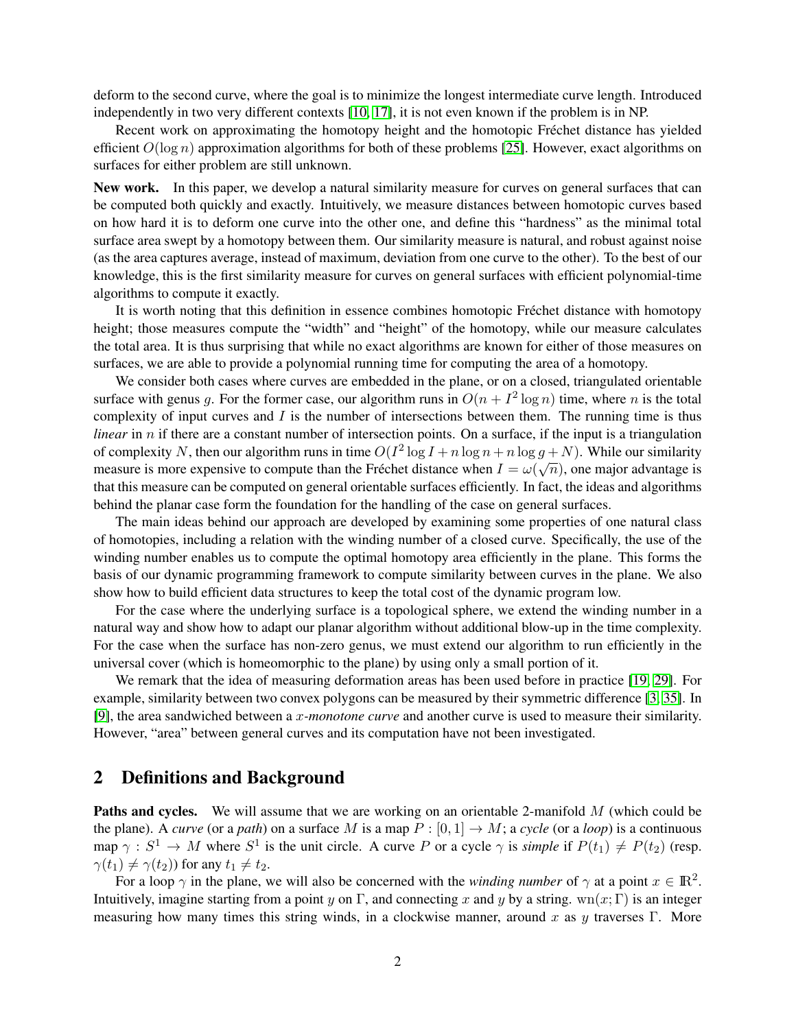deform to the second curve, where the goal is to minimize the longest intermediate curve length. Introduced independently in two very different contexts [10, 17], it is not even known if the problem is in NP.

Recent work on approximating the homotopy height and the homotopic Fréchet distance has yielded efficient $O(\log n)$ approximation algorithms for both of these problems [25]. However, exact algorithms on surfaces for either problem are still unknown.

**New work.** In this paper, we develop a natural similarity measure for curves on general surfaces that can be computed both quickly and exactly. Intuitively, we measure distances between homotopic curves based on how hard it is to deform one curve into the other one, and define this "hardness" as the minimal total surface area swept by a homotopy between them. Our similarity measure is natural, and robust against noise (as the area captures average, instead of maximum, deviation from one curve to the other). To the best of our knowledge, this is the first similarity measure for curves on general surfaces with efficient polynomial-time algorithms to compute it exactly.

It is worth noting that this definition in essence combines homotopic Fréchet distance with homotopy height; those measures compute the "width" and "height" of the homotopy, while our measure calculates the total area. It is thus surprising that while no exact algorithms are known for either of those measures on surfaces, we are able to provide a polynomial running time for computing the area of a homotopy.

We consider both cases where curves are embedded in the plane, or on a closed, triangulated orientable surface with genus $g$. For the former case, our algorithm runs in $O(n + I^2 \log n)$ time, where $n$ is the total complexity of input curves and $I$ is the number of intersections between them. The running time is thus *linear* in $n$ if there are a constant number of intersection points. On a surface, if the input is a triangulation of complexity $N$, then our algorithm runs in time $O(I^2 \log I + n \log n + n \log g + N)$. While our similarity measure is more expensive to compute than the Fréchet distance when $I = \omega(\sqrt{n})$, one major advantage is that this measure can be computed on general orientable surfaces efficiently. In fact, the ideas and algorithms behind the planar case form the foundation for the handling of the case on general surfaces.

The main ideas behind our approach are developed by examining some properties of one natural class of homotopies, including a relation with the winding number of a closed curve. Specifically, the use of the winding number enables us to compute the optimal homotopy area efficiently in the plane. This forms the basis of our dynamic programming framework to compute similarity between curves in the plane. We also show how to build efficient data structures to keep the total cost of the dynamic program low.

For the case where the underlying surface is a topological sphere, we extend the winding number in a natural way and show how to adapt our planar algorithm without additional blow-up in the time complexity. For the case when the surface has non-zero genus, we must extend our algorithm to run efficiently in the universal cover (which is homeomorphic to the plane) by using only a small portion of it.

We remark that the idea of measuring deformation areas has been used before in practice [19, 29]. For example, similarity between two convex polygons can be measured by their symmetric difference [3, 35]. In [9], the area sandwiched between a *x-monotone curve* and another curve is used to measure their similarity. However, "area" between general curves and its computation have not been investigated.

## 2 Definitions and Background

**Paths and cycles.** We will assume that we are working on an orientable 2-manifold $M$ (which could be the plane). A *curve* (or a *path*) on a surface $M$ is a map $P : [0, 1] \to M$; a *cycle* (or a *loop*) is a continuous map $\gamma : S^1 \to M$ where $S^1$ is the unit circle. A curve $P$ or a cycle $\gamma$ is *simple* if $P(t_1) \neq P(t_2)$ (resp. $\gamma(t_1) \neq \gamma(t_2)$) for any $t_1 \neq t_2$.

For a loop $\gamma$ in the plane, we will also be concerned with the *winding number* of $\gamma$ at a point $x \in \mathbb{R}^2$. Intuitively, imagine starting from a point $y$ on $\Gamma$, and connecting $x$ and $y$ by a string. $\mathrm{wn}(x; \Gamma)$ is an integer measuring how many times this string winds, in a clockwise manner, around $x$ as $y$ traverses $\Gamma$. More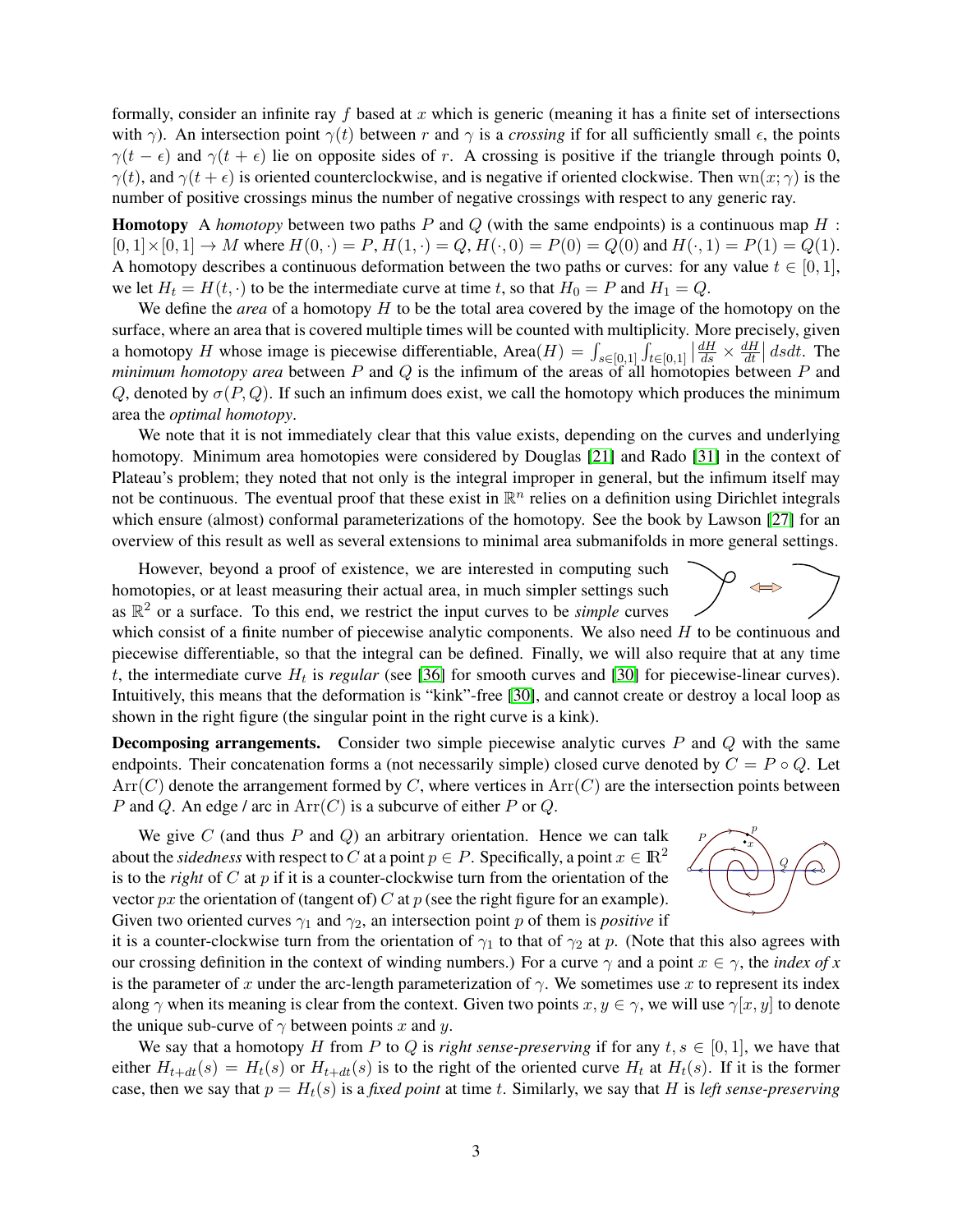formally, consider an infinite ray $f$ based at $x$ which is generic (meaning it has a finite set of intersections with $\gamma$). An intersection point $\gamma(t)$ between $r$ and $\gamma$ is a *crossing* if for all sufficiently small $\epsilon$, the points $\gamma(t-\epsilon)$ and $\gamma(t+\epsilon)$ lie on opposite sides of $r$. A crossing is positive if the triangle through points 0, $\gamma(t)$, and $\gamma(t+\epsilon)$ is oriented counterclockwise, and is negative if oriented clockwise. Then $\mathrm{wn}(x;\gamma)$ is the number of positive crossings minus the number of negative crossings with respect to any generic ray.

**Homotopy** A *homotopy* between two paths $P$ and $Q$ (with the same endpoints) is a continuous map $H : [0,1]\times[0,1] \to M$ where $H(0,\cdot) = P$, $H(1,\cdot) = Q$, $H(\cdot,0) = P(0) = Q(0)$ and $H(\cdot,1) = P(1) = Q(1)$. A homotopy describes a continuous deformation between the two paths or curves: for any value $t \in [0,1]$, we let $H_t = H(t,\cdot)$ to be the intermediate curve at time $t$, so that $H_0 = P$ and $H_1 = Q$.

We define the *area* of a homotopy $H$ to be the total area covered by the image of the homotopy on the surface, where an area that is covered multiple times will be counted with multiplicity. More precisely, given a homotopy $H$ whose image is piecewise differentiable, $\mathrm{Area}(H) = \int_{s\in[0,1]}\int_{t\in[0,1]} \left|\frac{dH}{ds} \times \frac{dH}{dt}\right| ds dt$. The *minimum homotopy area* between $P$ and $Q$ is the infimum of the areas of all homotopies between $P$ and $Q$, denoted by $\sigma(P,Q)$. If such an infimum does exist, we call the homotopy which produces the minimum area the *optimal homotopy*.

We note that it is not immediately clear that this value exists, depending on the curves and underlying homotopy. Minimum area homotopies were considered by Douglas [21] and Rado [31] in the context of Plateau's problem; they noted that not only is the integral improper in general, but the infimum itself may not be continuous. The eventual proof that these exist in $\mathbb{R}^n$ relies on a definition using Dirichlet integrals which ensure (almost) conformal parameterizations of the homotopy. See the book by Lawson [27] for an overview of this result as well as several extensions to minimal area submanifolds in more general settings.

However, beyond a proof of existence, we are interested in computing such homotopies, or at least measuring their actual area, in much simpler settings such as $\mathbb{R}^2$ or a surface. To this end, we restrict the input curves to be *simple* curves which consist of a finite number of piecewise analytic components. We also need $H$ to be continuous and piecewise differentiable, so that the integral can be defined. Finally, we will also require that at any time $t$, the intermediate curve $H_t$ is *regular* (see [36] for smooth curves and [30] for piecewise-linear curves). Intuitively, this means that the deformation is "kink"-free [30], and cannot create or destroy a local loop as shown in the right figure (the singular point in the right curve is a kink).

**Decomposing arrangements.** Consider two simple piecewise analytic curves $P$ and $Q$ with the same endpoints. Their concatenation forms a (not necessarily simple) closed curve denoted by $C = P \circ Q$. Let $\mathrm{Arr}(C)$ denote the arrangement formed by $C$, where vertices in $\mathrm{Arr}(C)$ are the intersection points between $P$ and $Q$. An edge / arc in $\mathrm{Arr}(C)$ is a subcurve of either $P$ or $Q$.

We give $C$ (and thus $P$ and $Q$) an arbitrary orientation. Hence we can talk about the *sidedness* with respect to $C$ at a point $p \in P$. Specifically, a point $x \in \mathbb{R}^2$ is to the *right* of $C$ at $p$ if it is a counter-clockwise turn from the orientation of the vector $px$ the orientation of (tangent of) $C$ at $p$ (see the right figure for an example). Given two oriented curves $\gamma_1$ and $\gamma_2$, an intersection point $p$ of them is *positive* if it is a counter-clockwise turn from the orientation of $\gamma_1$ to that of $\gamma_2$ at $p$. (Note that this also agrees with our crossing definition in the context of winding numbers.) For a curve $\gamma$ and a point $x \in \gamma$, the *index of x* is the parameter of $x$ under the arc-length parameterization of $\gamma$. We sometimes use $x$ to represent its index along $\gamma$ when its meaning is clear from the context. Given two points $x, y \in \gamma$, we will use $\gamma[x,y]$ to denote the unique sub-curve of $\gamma$ between points $x$ and $y$.

We say that a homotopy $H$ from $P$ to $Q$ is *right sense-preserving* if for any $t, s \in [0,1]$, we have that either $H_{t+dt}(s) = H_t(s)$ or $H_{t+dt}(s)$ is to the right of the oriented curve $H_t$ at $H_t(s)$. If it is the former case, then we say that $p = H_t(s)$ is a *fixed point* at time $t$. Similarly, we say that $H$ is *left sense-preserving*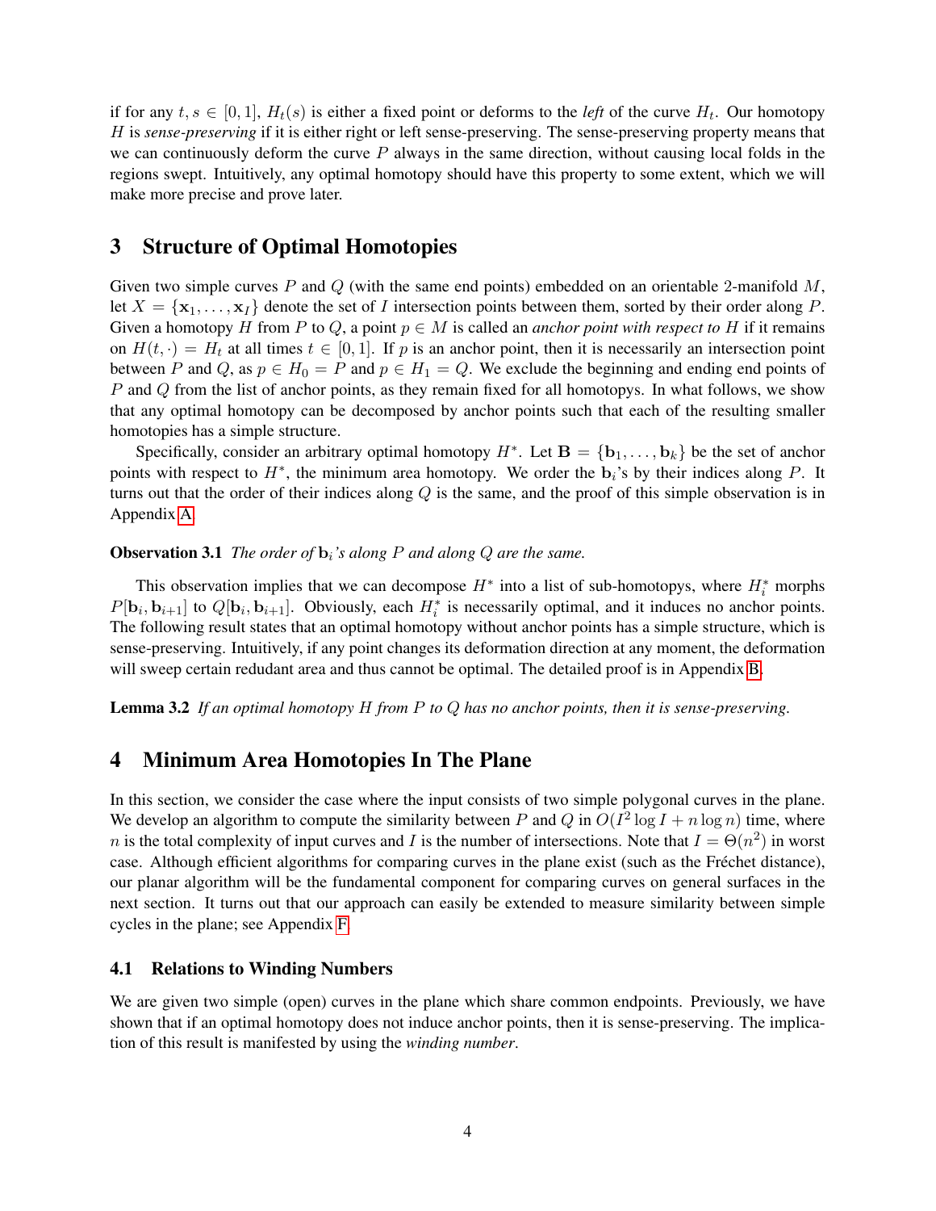if for any $t, s \in [0, 1]$, $H_t(s)$ is either a fixed point or deforms to the *left* of the curve $H_t$. Our homotopy $H$ is *sense-preserving* if it is either right or left sense-preserving. The sense-preserving property means that we can continuously deform the curve $P$ always in the same direction, without causing local folds in the regions swept. Intuitively, any optimal homotopy should have this property to some extent, which we will make more precise and prove later.

## 3 Structure of Optimal Homotopies

Given two simple curves $P$ and $Q$ (with the same end points) embedded on an orientable 2-manifold $M$, let $X = \{\mathbf{x}_1, \ldots, \mathbf{x}_I\}$ denote the set of $I$ intersection points between them, sorted by their order along $P$. Given a homotopy $H$ from $P$ to $Q$, a point $p \in M$ is called an *anchor point with respect to* $H$ if it remains on $H(t, \cdot) = H_t$ at all times $t \in [0, 1]$. If $p$ is an anchor point, then it is necessarily an intersection point between $P$ and $Q$, as $p \in H_0 = P$ and $p \in H_1 = Q$. We exclude the beginning and ending end points of $P$ and $Q$ from the list of anchor points, as they remain fixed for all homotopys. In what follows, we show that any optimal homotopy can be decomposed by anchor points such that each of the resulting smaller homotopies has a simple structure.

Specifically, consider an arbitrary optimal homotopy $H^*$. Let $\mathbf{B} = \{\mathbf{b}_1, \ldots, \mathbf{b}_k\}$ be the set of anchor points with respect to $H^*$, the minimum area homotopy. We order the $\mathbf{b}_i$'s by their indices along $P$. It turns out that the order of their indices along $Q$ is the same, and the proof of this simple observation is in Appendix A.

**Observation 3.1** *The order of* $\mathbf{b}_i$*'s along* $P$ *and along* $Q$ *are the same.*

This observation implies that we can decompose $H^*$ into a list of sub-homotopys, where $H_i^*$ morphs $P[\mathbf{b}_i, \mathbf{b}_{i+1}]$ to $Q[\mathbf{b}_i, \mathbf{b}_{i+1}]$. Obviously, each $H_i^*$ is necessarily optimal, and it induces no anchor points. The following result states that an optimal homotopy without anchor points has a simple structure, which is sense-preserving. Intuitively, if any point changes its deformation direction at any moment, the deformation will sweep certain redudant area and thus cannot be optimal. The detailed proof is in Appendix B.

**Lemma 3.2** *If an optimal homotopy* $H$ *from* $P$ *to* $Q$ *has no anchor points, then it is sense-preserving.*

## 4 Minimum Area Homotopies In The Plane

In this section, we consider the case where the input consists of two simple polygonal curves in the plane. We develop an algorithm to compute the similarity between $P$ and $Q$ in $O(I^2 \log I + n \log n)$ time, where $n$ is the total complexity of input curves and $I$ is the number of intersections. Note that $I = \Theta(n^2)$ in worst case. Although efficient algorithms for comparing curves in the plane exist (such as the Fréchet distance), our planar algorithm will be the fundamental component for comparing curves on general surfaces in the next section. It turns out that our approach can easily be extended to measure similarity between simple cycles in the plane; see Appendix F.

### 4.1 Relations to Winding Numbers

We are given two simple (open) curves in the plane which share common endpoints. Previously, we have shown that if an optimal homotopy does not induce anchor points, then it is sense-preserving. The implication of this result is manifested by using the *winding number*.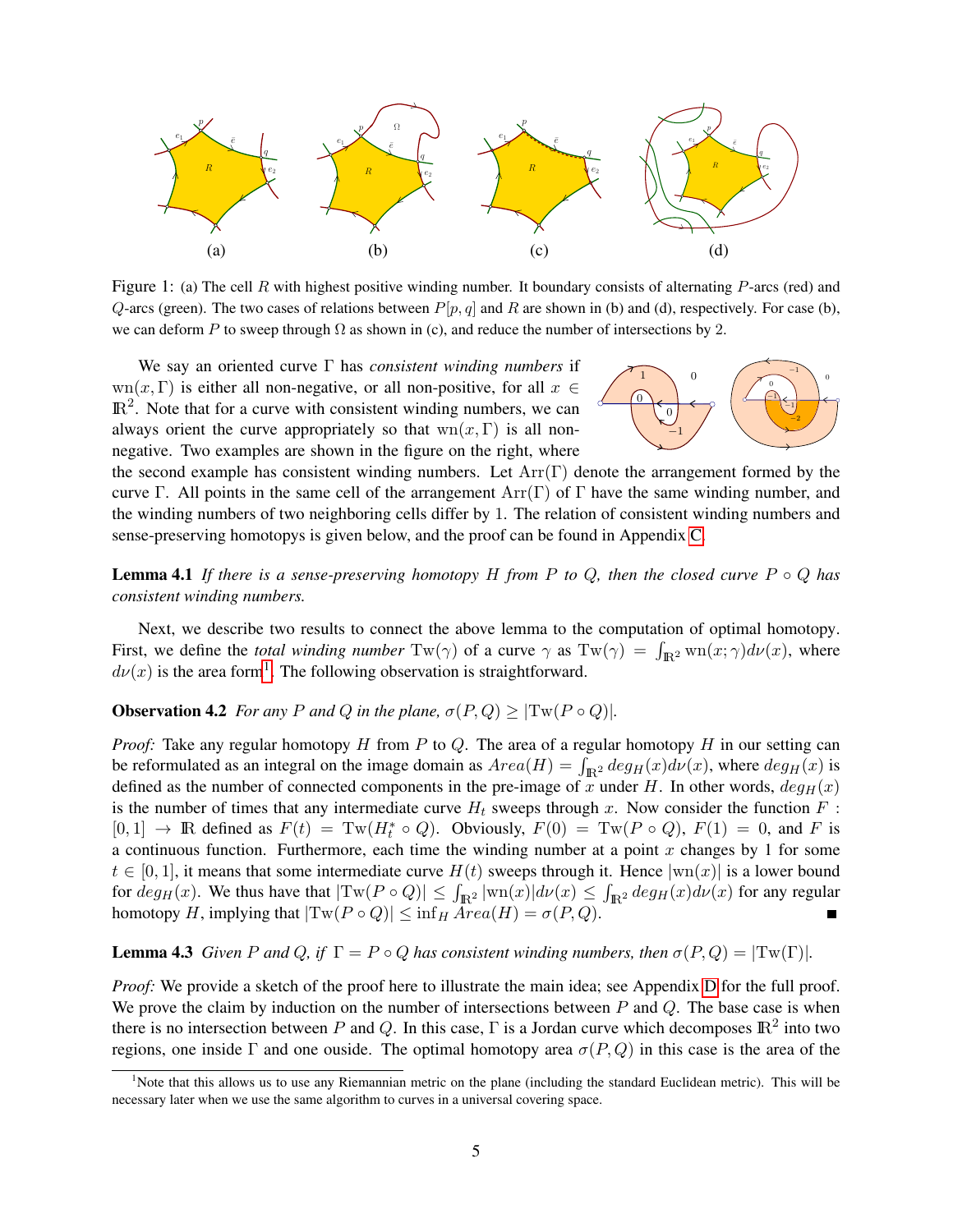(a) (b) (c) (d)

Figure 1: (a) The cell $R$ with highest positive winding number. It boundary consists of alternating $P$-arcs (red) and $Q$-arcs (green). The two cases of relations between $P[p, q]$ and $R$ are shown in (b) and (d), respectively. For case (b), we can deform $P$ to sweep through $\Omega$ as shown in (c), and reduce the number of intersections by 2.

We say an oriented curve $\Gamma$ has *consistent winding numbers* if $\mathrm{wn}(x, \Gamma)$ is either all non-negative, or all non-positive, for all $x \in \mathbb{R}^2$. Note that for a curve with consistent winding numbers, we can always orient the curve appropriately so that $\mathrm{wn}(x, \Gamma)$ is all non-negative. Two examples are shown in the figure on the right, where the second example has consistent winding numbers. Let $\mathrm{Arr}(\Gamma)$ denote the arrangement formed by the curve $\Gamma$. All points in the same cell of the arrangement $\mathrm{Arr}(\Gamma)$ of $\Gamma$ have the same winding number, and the winding numbers of two neighboring cells differ by 1. The relation of consistent winding numbers and sense-preserving homotopys is given below, and the proof can be found in Appendix C.

**Lemma 4.1** *If there is a sense-preserving homotopy $H$ from $P$ to $Q$, then the closed curve $P \circ Q$ has consistent winding numbers.*

Next, we describe two results to connect the above lemma to the computation of optimal homotopy. First, we define the *total winding number* $\mathrm{Tw}(\gamma)$ of a curve $\gamma$ as $\mathrm{Tw}(\gamma) = \int_{\mathbb{R}^2} \mathrm{wn}(x; \gamma) d\nu(x)$, where $d\nu(x)$ is the area form[1]. The following observation is straightforward.

**Observation 4.2** *For any $P$ and $Q$ in the plane, $\sigma(P, Q) \geq |\mathrm{Tw}(P \circ Q)|$.*

*Proof:* Take any regular homotopy $H$ from $P$ to $Q$. The area of a regular homotopy $H$ in our setting can be reformulated as an integral on the image domain as $Area(H) = \int_{\mathbb{R}^2} deg_H(x) d\nu(x)$, where $deg_H(x)$ is defined as the number of connected components in the pre-image of $x$ under $H$. In other words, $deg_H(x)$ is the number of times that any intermediate curve $H_t$ sweeps through $x$. Now consider the function $F : [0, 1] \to \mathbb{R}$ defined as $F(t) = \mathrm{Tw}(H_t^* \circ Q)$. Obviously, $F(0) = \mathrm{Tw}(P \circ Q)$, $F(1) = 0$, and $F$ is a continuous function. Furthermore, each time the winding number at a point $x$ changes by 1 for some $t \in [0, 1]$, it means that some intermediate curve $H(t)$ sweeps through it. Hence $|\mathrm{wn}(x)|$ is a lower bound for $deg_H(x)$. We thus have that $|\mathrm{Tw}(P \circ Q)| \leq \int_{\mathbb{R}^2} |\mathrm{wn}(x)| d\nu(x) \leq \int_{\mathbb{R}^2} deg_H(x) d\nu(x)$ for any regular homotopy $H$, implying that $|\mathrm{Tw}(P \circ Q)| \leq \inf_H Area(H) = \sigma(P, Q)$. ■

**Lemma 4.3** *Given $P$ and $Q$, if $\Gamma = P \circ Q$ has consistent winding numbers, then $\sigma(P, Q) = |\mathrm{Tw}(\Gamma)|$.*

*Proof:* We provide a sketch of the proof here to illustrate the main idea; see Appendix D for the full proof. We prove the claim by induction on the number of intersections between $P$ and $Q$. The base case is when there is no intersection between $P$ and $Q$. In this case, $\Gamma$ is a Jordan curve which decomposes $\mathbb{R}^2$ into two regions, one inside $\Gamma$ and one ouside. The optimal homotopy area $\sigma(P, Q)$ in this case is the area of the

[1] Note that this allows us to use any Riemannian metric on the plane (including the standard Euclidean metric). This will be necessary later when we use the same algorithm to curves in a universal covering space.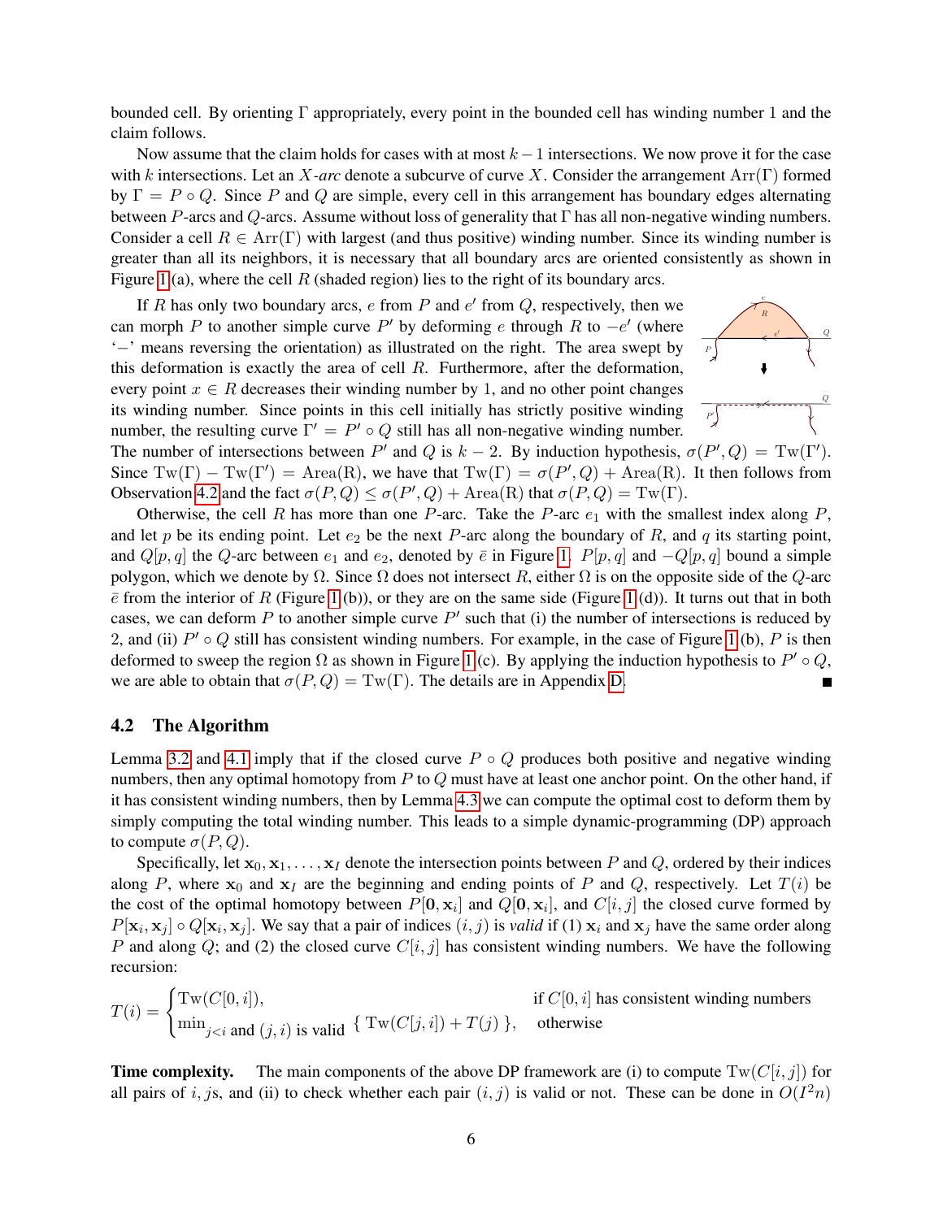bounded cell. By orienting $\Gamma$ appropriately, every point in the bounded cell has winding number 1 and the claim follows.

Now assume that the claim holds for cases with at most $k-1$ intersections. We now prove it for the case with $k$ intersections. Let an *X-arc* denote a subcurve of curve $X$. Consider the arrangement $\mathrm{Arr}(\Gamma)$ formed by $\Gamma = P \circ Q$. Since $P$ and $Q$ are simple, every cell in this arrangement has boundary edges alternating between $P$-arcs and $Q$-arcs. Assume without loss of generality that $\Gamma$ has all non-negative winding numbers. Consider a cell $R \in \mathrm{Arr}(\Gamma)$ with largest (and thus positive) winding number. Since its winding number is greater than all its neighbors, it is necessary that all boundary arcs are oriented consistently as shown in Figure 1(a), where the cell $R$ (shaded region) lies to the right of its boundary arcs.

If $R$ has only two boundary arcs, $e$ from $P$ and $e'$ from $Q$, respectively, then we can morph $P$ to another simple curve $P'$ by deforming $e$ through $R$ to $-e'$ (where '$-$' means reversing the orientation) as illustrated on the right. The area swept by this deformation is exactly the area of cell $R$. Furthermore, after the deformation, every point $x \in R$ decreases their winding number by 1, and no other point changes its winding number. Since points in this cell initially has strictly positive winding number, the resulting curve $\Gamma' = P' \circ Q$ still has all non-negative winding number. The number of intersections between $P'$ and $Q$ is $k-2$. By induction hypothesis, $\sigma(P', Q) = \mathrm{Tw}(\Gamma')$. Since $\mathrm{Tw}(\Gamma) - \mathrm{Tw}(\Gamma') = \mathrm{Area(R)}$, we have that $\mathrm{Tw}(\Gamma) = \sigma(P', Q) + \mathrm{Area(R)}$. It then follows from Observation 4.2 and the fact $\sigma(P, Q) \le \sigma(P', Q) + \mathrm{Area(R)}$ that $\sigma(P, Q) = \mathrm{Tw}(\Gamma)$.

Otherwise, the cell $R$ has more than one $P$-arc. Take the $P$-arc $e_1$ with the smallest index along $P$, and let $p$ be its ending point. Let $e_2$ be the next $P$-arc along the boundary of $R$, and $q$ its starting point, and $Q[p, q]$ the $Q$-arc between $e_1$ and $e_2$, denoted by $\bar{e}$ in Figure 1. $P[p, q]$ and $-Q[p, q]$ bound a simple polygon, which we denote by $\Omega$. Since $\Omega$ does not intersect $R$, either $\Omega$ is on the opposite side of the $Q$-arc $\bar{e}$ from the interior of $R$ (Figure 1(b)), or they are on the same side (Figure 1(d)). It turns out that in both cases, we can deform $P$ to another simple curve $P'$ such that (i) the number of intersections is reduced by 2, and (ii) $P' \circ Q$ still has consistent winding numbers. For example, in the case of Figure 1(b), $P$ is then deformed to sweep the region $\Omega$ as shown in Figure 1(c). By applying the induction hypothesis to $P' \circ Q$, we are able to obtain that $\sigma(P, Q) = \mathrm{Tw}(\Gamma)$. The details are in Appendix D. ■

### 4.2 The Algorithm

Lemma 3.2 and 4.1 imply that if the closed curve $P \circ Q$ produces both positive and negative winding numbers, then any optimal homotopy from $P$ to $Q$ must have at least one anchor point. On the other hand, if it has consistent winding numbers, then by Lemma 4.3 we can compute the optimal cost to deform them by simply computing the total winding number. This leads to a simple dynamic-programming (DP) approach to compute $\sigma(P, Q)$.

Specifically, let $\mathbf{x}_0, \mathbf{x}_1, \ldots, \mathbf{x}_I$ denote the intersection points between $P$ and $Q$, ordered by their indices along $P$, where $\mathbf{x}_0$ and $\mathbf{x}_I$ are the beginning and ending points of $P$ and $Q$, respectively. Let $T(i)$ be the cost of the optimal homotopy between $P[\mathbf{0}, \mathbf{x}_i]$ and $Q[\mathbf{0}, \mathbf{x}_i]$, and $C[i, j]$ the closed curve formed by $P[\mathbf{x}_i, \mathbf{x}_j] \circ Q[\mathbf{x}_i, \mathbf{x}_j]$. We say that a pair of indices $(i, j)$ is *valid* if (1) $\mathbf{x}_i$ and $\mathbf{x}_j$ have the same order along $P$ and along $Q$; and (2) the closed curve $C[i, j]$ has consistent winding numbers. We have the following recursion:

$$
T(i) = \begin{cases} \mathrm{Tw}(C[0, i]), & \text{if } C[0, i] \text{ has consistent winding numbers} \\ \min_{j<i \text{ and } (j,i) \text{ is valid}} \{ \mathrm{Tw}(C[j, i]) + T(j) \}, & \text{otherwise} \end{cases}
$$

**Time complexity.** The main components of the above DP framework are (i) to compute $\mathrm{Tw}(C[i, j])$ for all pairs of $i, j$s, and (ii) to check whether each pair $(i, j)$ is valid or not. These can be done in $O(I^2 n)$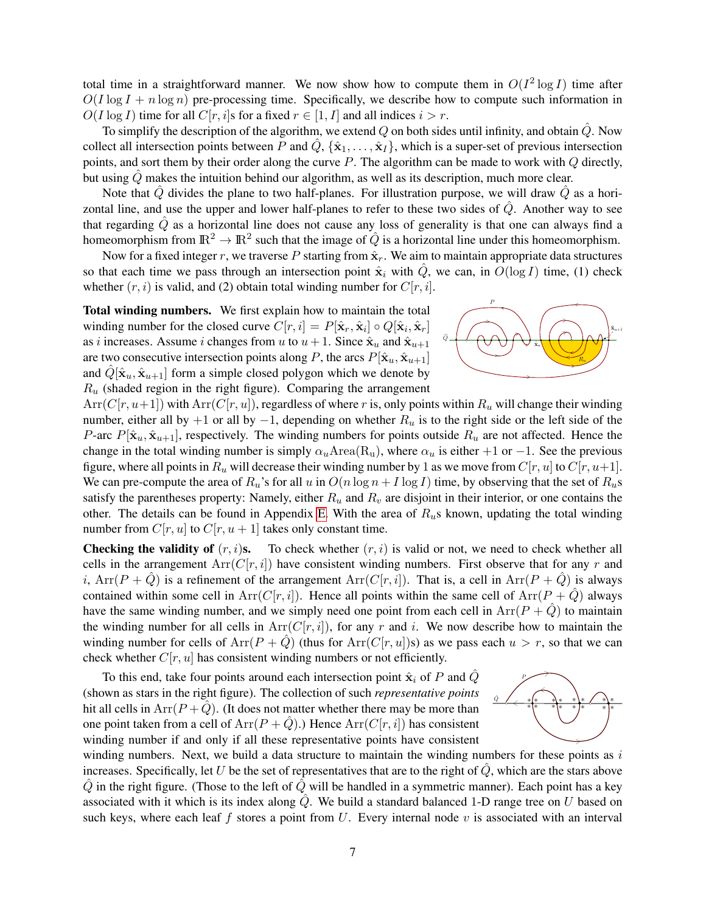total time in a straightforward manner. We now show how to compute them in $O(I^2 \log I)$ time after $O(I \log I + n \log n)$ pre-processing time. Specifically, we describe how to compute such information in $O(I \log I)$ time for all $C[r, i]$s for a fixed $r \in [1, I]$ and all indices $i > r$.

To simplify the description of the algorithm, we extend $Q$ on both sides until infinity, and obtain $\hat{Q}$. Now collect all intersection points between $P$ and $\hat{Q}$, $\{\hat{\mathbf{x}}_1, \ldots, \hat{\mathbf{x}}_I\}$, which is a super-set of previous intersection points, and sort them by their order along the curve $P$. The algorithm can be made to work with $Q$ directly, but using $\hat{Q}$ makes the intuition behind our algorithm, as well as its description, much more clear.

Note that $\hat{Q}$ divides the plane to two half-planes. For illustration purpose, we will draw $\hat{Q}$ as a horizontal line, and use the upper and lower half-planes to refer to these two sides of $\hat{Q}$. Another way to see that regarding $\hat{Q}$ as a horizontal line does not cause any loss of generality is that one can always find a homeomorphism from $\mathbb{R}^2 \to \mathbb{R}^2$ such that the image of $\hat{Q}$ is a horizontal line under this homeomorphism.

Now for a fixed integer $r$, we traverse $P$ starting from $\hat{\mathbf{x}}_r$. We aim to maintain appropriate data structures so that each time we pass through an intersection point $\hat{\mathbf{x}}_i$ with $\hat{Q}$, we can, in $O(\log I)$ time, (1) check whether $(r, i)$ is valid, and (2) obtain total winding number for $C[r, i]$.

**Total winding numbers.** We first explain how to maintain the total winding number for the closed curve $C[r, i] = P[\hat{\mathbf{x}}_r, \hat{\mathbf{x}}_i] \circ Q[\hat{\mathbf{x}}_i, \hat{\mathbf{x}}_r]$ as $i$ increases. Assume $i$ changes from $u$ to $u+1$. Since $\hat{\mathbf{x}}_u$ and $\hat{\mathbf{x}}_{u+1}$ are two consecutive intersection points along $P$, the arcs $P[\hat{\mathbf{x}}_u, \hat{\mathbf{x}}_{u+1}]$ and $\hat{Q}[\hat{\mathbf{x}}_u, \hat{\mathbf{x}}_{u+1}]$ form a simple closed polygon which we denote by $R_u$ (shaded region in the right figure). Comparing the arrangement $\mathrm{Arr}(C[r, u+1])$ with $\mathrm{Arr}(C[r, u])$, regardless of where $r$ is, only points within $R_u$ will change their winding number, either all by $+1$ or all by $-1$, depending on whether $R_u$ is to the right side or the left side of the $P$-arc $P[\hat{\mathbf{x}}_u, \hat{\mathbf{x}}_{u+1}]$, respectively. The winding numbers for points outside $R_u$ are not affected. Hence the change in the total winding number is simply $\alpha_u \mathrm{Area}(\mathrm{R_u})$, where $\alpha_u$ is either $+1$ or $-1$. See the previous figure, where all points in $R_u$ will decrease their winding number by 1 as we move from $C[r, u]$ to $C[r, u+1]$. We can pre-compute the area of $R_u$'s for all $u$ in $O(n \log n + I \log I)$ time, by observing that the set of $R_u$s satisfy the parentheses property: Namely, either $R_u$ and $R_v$ are disjoint in their interior, or one contains the other. The details can be found in Appendix E. With the area of $R_u$s known, updating the total winding number from $C[r, u]$ to $C[r, u+1]$ takes only constant time.

**Checking the validity of $(r, i)$s.** To check whether $(r, i)$ is valid or not, we need to check whether all cells in the arrangement $\mathrm{Arr}(C[r, i])$ have consistent winding numbers. First observe that for any $r$ and $i$, $\mathrm{Arr}(P + \hat{Q})$ is a refinement of the arrangement $\mathrm{Arr}(C[r, i])$. That is, a cell in $\mathrm{Arr}(P + \hat{Q})$ is always contained within some cell in $\mathrm{Arr}(C[r, i])$. Hence all points within the same cell of $\mathrm{Arr}(P + \hat{Q})$ always have the same winding number, and we simply need one point from each cell in $\mathrm{Arr}(P + \hat{Q})$ to maintain the winding number for all cells in $\mathrm{Arr}(C[r, i])$, for any $r$ and $i$. We now describe how to maintain the winding number for cells of $\mathrm{Arr}(P + \hat{Q})$ (thus for $\mathrm{Arr}(C[r, u])$s) as we pass each $u > r$, so that we can check whether $C[r, u]$ has consistent winding numbers or not efficiently.

To this end, take four points around each intersection point $\hat{\mathbf{x}}_i$ of $P$ and $\hat{Q}$ (shown as stars in the right figure). The collection of such *representative points* hit all cells in $\mathrm{Arr}(P + \hat{Q})$. (It does not matter whether there may be more than one point taken from a cell of $\mathrm{Arr}(P + \hat{Q})$.) Hence $\mathrm{Arr}(C[r, i])$ has consistent winding number if and only if all these representative points have consistent winding numbers. Next, we build a data structure to maintain the winding numbers for these points as $i$ increases. Specifically, let $U$ be the set of representatives that are to the right of $\hat{Q}$, which are the stars above $\hat{Q}$ in the right figure. (Those to the left of $\hat{Q}$ will be handled in a symmetric manner). Each point has a key associated with it which is its index along $\hat{Q}$. We build a standard balanced 1-D range tree on $U$ based on such keys, where each leaf $f$ stores a point from $U$. Every internal node $v$ is associated with an interval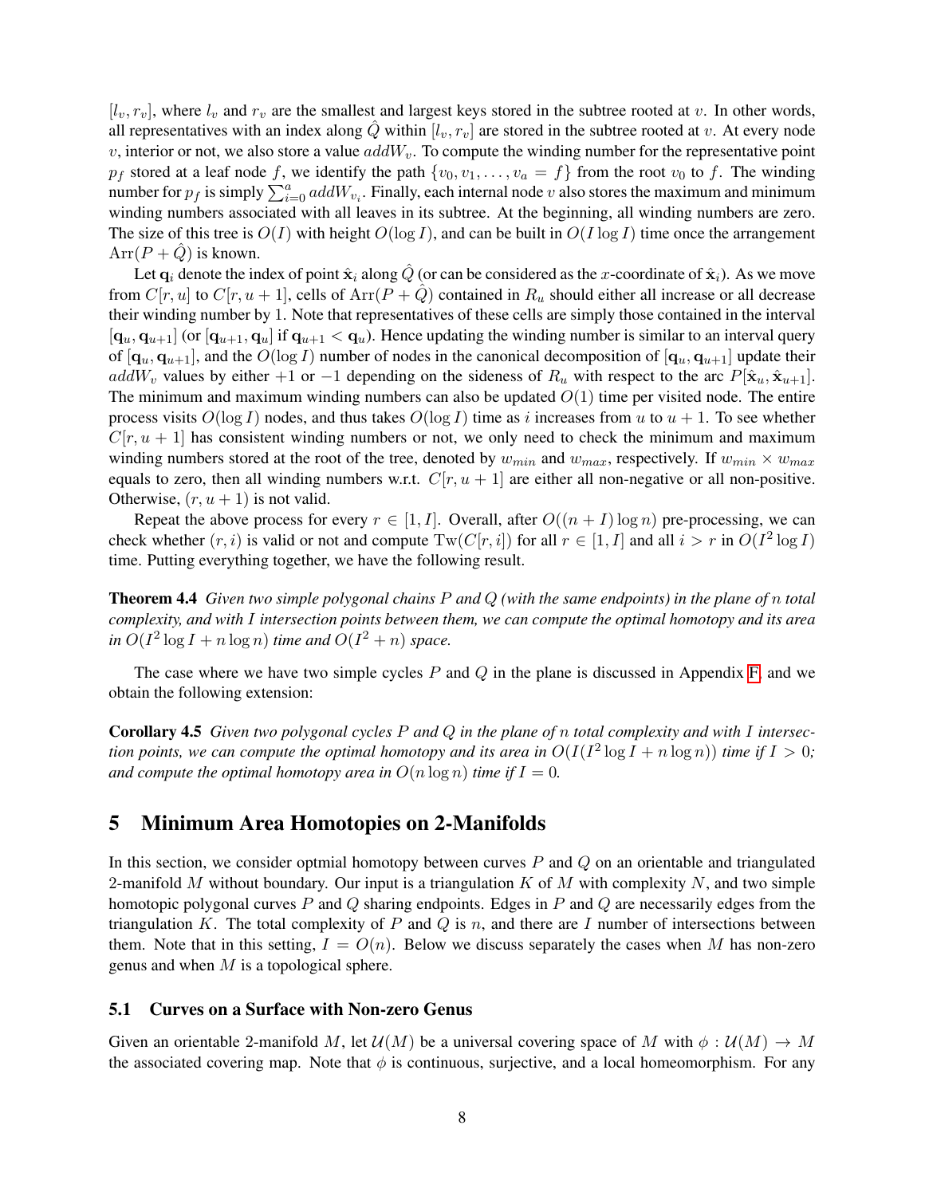$[l_v, r_v]$, where $l_v$ and $r_v$ are the smallest and largest keys stored in the subtree rooted at $v$. In other words, all representatives with an index along $\hat{Q}$ within $[l_v, r_v]$ are stored in the subtree rooted at $v$. At every node $v$, interior or not, we also store a value $addW_v$. To compute the winding number for the representative point $p_f$ stored at a leaf node $f$, we identify the path $\{v_0, v_1, \ldots, v_a = f\}$ from the root $v_0$ to $f$. The winding number for $p_f$ is simply $\sum_{i=0}^{a} addW_{v_i}$. Finally, each internal node $v$ also stores the maximum and minimum winding numbers associated with all leaves in its subtree. At the beginning, all winding numbers are zero. The size of this tree is $O(I)$ with height $O(\log I)$, and can be built in $O(I \log I)$ time once the arrangement $\mathrm{Arr}(P + \hat{Q})$ is known.

Let $\mathbf{q}_i$ denote the index of point $\hat{\mathbf{x}}_i$ along $\hat{Q}$ (or can be considered as the $x$-coordinate of $\hat{\mathbf{x}}_i$). As we move from $C[r, u]$ to $C[r, u+1]$, cells of $\mathrm{Arr}(P + \hat{Q})$ contained in $R_u$ should either all increase or all decrease their winding number by 1. Note that representatives of these cells are simply those contained in the interval $[\mathbf{q}_u, \mathbf{q}_{u+1}]$ (or $[\mathbf{q}_{u+1}, \mathbf{q}_u]$ if $\mathbf{q}_{u+1} < \mathbf{q}_u$). Hence updating the winding number is similar to an interval query of $[\mathbf{q}_u, \mathbf{q}_{u+1}]$, and the $O(\log I)$ number of nodes in the canonical decomposition of $[\mathbf{q}_u, \mathbf{q}_{u+1}]$ update their $addW_v$ values by either $+1$ or $-1$ depending on the sideness of $R_u$ with respect to the arc $P[\hat{\mathbf{x}}_u, \hat{\mathbf{x}}_{u+1}]$. The minimum and maximum winding numbers can also be updated $O(1)$ time per visited node. The entire process visits $O(\log I)$ nodes, and thus takes $O(\log I)$ time as $i$ increases from $u$ to $u+1$. To see whether $C[r, u+1]$ has consistent winding numbers or not, we only need to check the minimum and maximum winding numbers stored at the root of the tree, denoted by $w_{min}$ and $w_{max}$, respectively. If $w_{min} \times w_{max}$ equals to zero, then all winding numbers w.r.t. $C[r, u+1]$ are either all non-negative or all non-positive. Otherwise, $(r, u+1)$ is not valid.

Repeat the above process for every $r \in [1, I]$. Overall, after $O((n + I) \log n)$ pre-processing, we can check whether $(r, i)$ is valid or not and compute $\mathrm{Tw}(C[r, i])$ for all $r \in [1, I]$ and all $i > r$ in $O(I^2 \log I)$ time. Putting everything together, we have the following result.

**Theorem 4.4** *Given two simple polygonal chains $P$ and $Q$ (with the same endpoints) in the plane of $n$ total complexity, and with $I$ intersection points between them, we can compute the optimal homotopy and its area in $O(I^2 \log I + n \log n)$ time and $O(I^2 + n)$ space.*

The case where we have two simple cycles $P$ and $Q$ in the plane is discussed in Appendix F, and we obtain the following extension:

**Corollary 4.5** *Given two polygonal cycles $P$ and $Q$ in the plane of $n$ total complexity and with $I$ intersection points, we can compute the optimal homotopy and its area in $O(I(I^2 \log I + n \log n))$ time if $I > 0$; and compute the optimal homotopy area in $O(n \log n)$ time if $I = 0$.*

## 5 Minimum Area Homotopies on 2-Manifolds

In this section, we consider optmial homotopy between curves $P$ and $Q$ on an orientable and triangulated 2-manifold $M$ without boundary. Our input is a triangulation $K$ of $M$ with complexity $N$, and two simple homotopic polygonal curves $P$ and $Q$ sharing endpoints. Edges in $P$ and $Q$ are necessarily edges from the triangulation $K$. The total complexity of $P$ and $Q$ is $n$, and there are $I$ number of intersections between them. Note that in this setting, $I = O(n)$. Below we discuss separately the cases when $M$ has non-zero genus and when $M$ is a topological sphere.

### 5.1 Curves on a Surface with Non-zero Genus

Given an orientable 2-manifold $M$, let $\mathcal{U}(M)$ be a universal covering space of $M$ with $\phi : \mathcal{U}(M) \to M$ the associated covering map. Note that $\phi$ is continuous, surjective, and a local homeomorphism. For any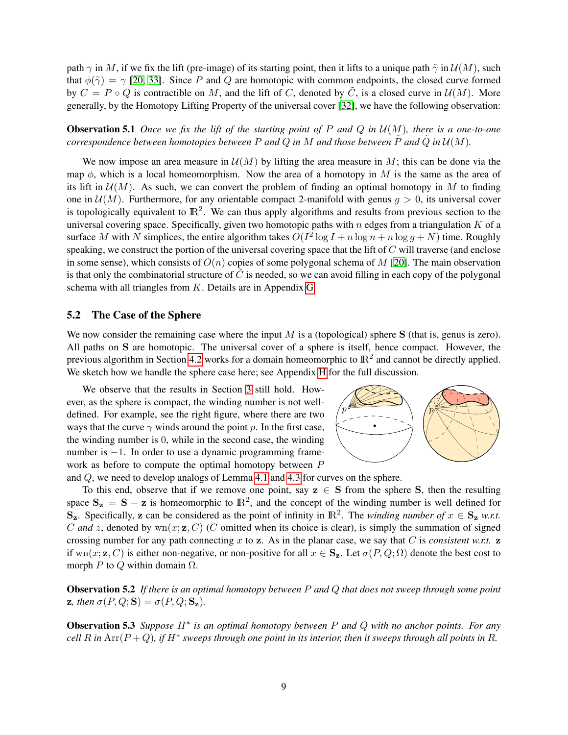path $\gamma$ in $M$, if we fix the lift (pre-image) of its starting point, then it lifts to a unique path $\tilde{\gamma}$ in $\mathcal{U}(M)$, such that $\phi(\tilde{\gamma}) = \gamma$ [20, 33]. Since $P$ and $Q$ are homotopic with common endpoints, the closed curve formed by $C = P \circ Q$ is contractible on $M$, and the lift of $C$, denoted by $\tilde{C}$, is a closed curve in $\mathcal{U}(M)$. More generally, by the Homotopy Lifting Property of the universal cover [32], we have the following observation:

**Observation 5.1** *Once we fix the lift of the starting point of $P$ and $Q$ in $\mathcal{U}(M)$, there is a one-to-one correspondence between homotopies between $P$ and $Q$ in $M$ and those between $\tilde{P}$ and $\tilde{Q}$ in $\mathcal{U}(M)$.*

We now impose an area measure in $\mathcal{U}(M)$ by lifting the area measure in $M$; this can be done via the map $\phi$, which is a local homeomorphism. Now the area of a homotopy in $M$ is the same as the area of its lift in $\mathcal{U}(M)$. As such, we can convert the problem of finding an optimal homotopy in $M$ to finding one in $\mathcal{U}(M)$. Furthermore, for any orientable compact 2-manifold with genus $g > 0$, its universal cover is topologically equivalent to $\mathbb{R}^2$. We can thus apply algorithms and results from previous section to the universal covering space. Specifically, given two homotopic paths with $n$ edges from a triangulation $K$ of a surface $M$ with $N$ simplices, the entire algorithm takes $O(I^2 \log I + n \log n + n \log g + N)$ time. Roughly speaking, we construct the portion of the universal covering space that the lift of $C$ will traverse (and enclose in some sense), which consists of $O(n)$ copies of some polygonal schema of $M$ [20]. The main observation is that only the combinatorial structure of $\tilde{C}$ is needed, so we can avoid filling in each copy of the polygonal schema with all triangles from $K$. Details are in Appendix G.

### 5.2 The Case of the Sphere

We now consider the remaining case where the input $M$ is a (topological) sphere $\mathbf{S}$ (that is, genus is zero). All paths on $\mathbf{S}$ are homotopic. The universal cover of a sphere is itself, hence compact. However, the previous algorithm in Section 4.2 works for a domain homeomorphic to $\mathbb{R}^2$ and cannot be directly applied. We sketch how we handle the sphere case here; see Appendix H for the full discussion.

We observe that the results in Section 3 still hold. However, as the sphere is compact, the winding number is not well-defined. For example, see the right figure, where there are two ways that the curve $\gamma$ winds around the point $p$. In the first case, the winding number is 0, while in the second case, the winding number is $-1$. In order to use a dynamic programming framework as before to compute the optimal homotopy between $P$ and $Q$, we need to develop analogs of Lemma 4.1 and 4.3 for curves on the sphere.

To this end, observe that if we remove one point, say $\mathbf{z} \in \mathbf{S}$ from the sphere $\mathbf{S}$, then the resulting space $\mathbf{S_z} = \mathbf{S} - \mathbf{z}$ is homeomorphic to $\mathbb{R}^2$, and the concept of the winding number is well defined for $\mathbf{S_z}$. Specifically, $\mathbf{z}$ can be considered as the point of infinity in $\mathbb{R}^2$. The *winding number of $x \in \mathbf{S_z}$ w.r.t. $C$ and $z$*, denoted by $\mathrm{wn}(x; \mathbf{z}, C)$ ($C$ omitted when its choice is clear), is simply the summation of signed crossing number for any path connecting $x$ to $\mathbf{z}$. As in the planar case, we say that $C$ is *consistent w.r.t.* $\mathbf{z}$ if $\mathrm{wn}(x; \mathbf{z}, C)$ is either non-negative, or non-positive for all $x \in \mathbf{S_z}$. Let $\sigma(P, Q; \Omega)$ denote the best cost to morph $P$ to $Q$ within domain $\Omega$.

**Observation 5.2** *If there is an optimal homotopy between $P$ and $Q$ that does not sweep through some point $\mathbf{z}$, then $\sigma(P, Q; \mathbf{S}) = \sigma(P, Q; \mathbf{S_z})$.*

**Observation 5.3** *Suppose $H^*$ is an optimal homotopy between $P$ and $Q$ with no anchor points. For any cell $R$ in $\mathrm{Arr}(P+Q)$, if $H^*$ sweeps through one point in its interior, then it sweeps through all points in $R$.*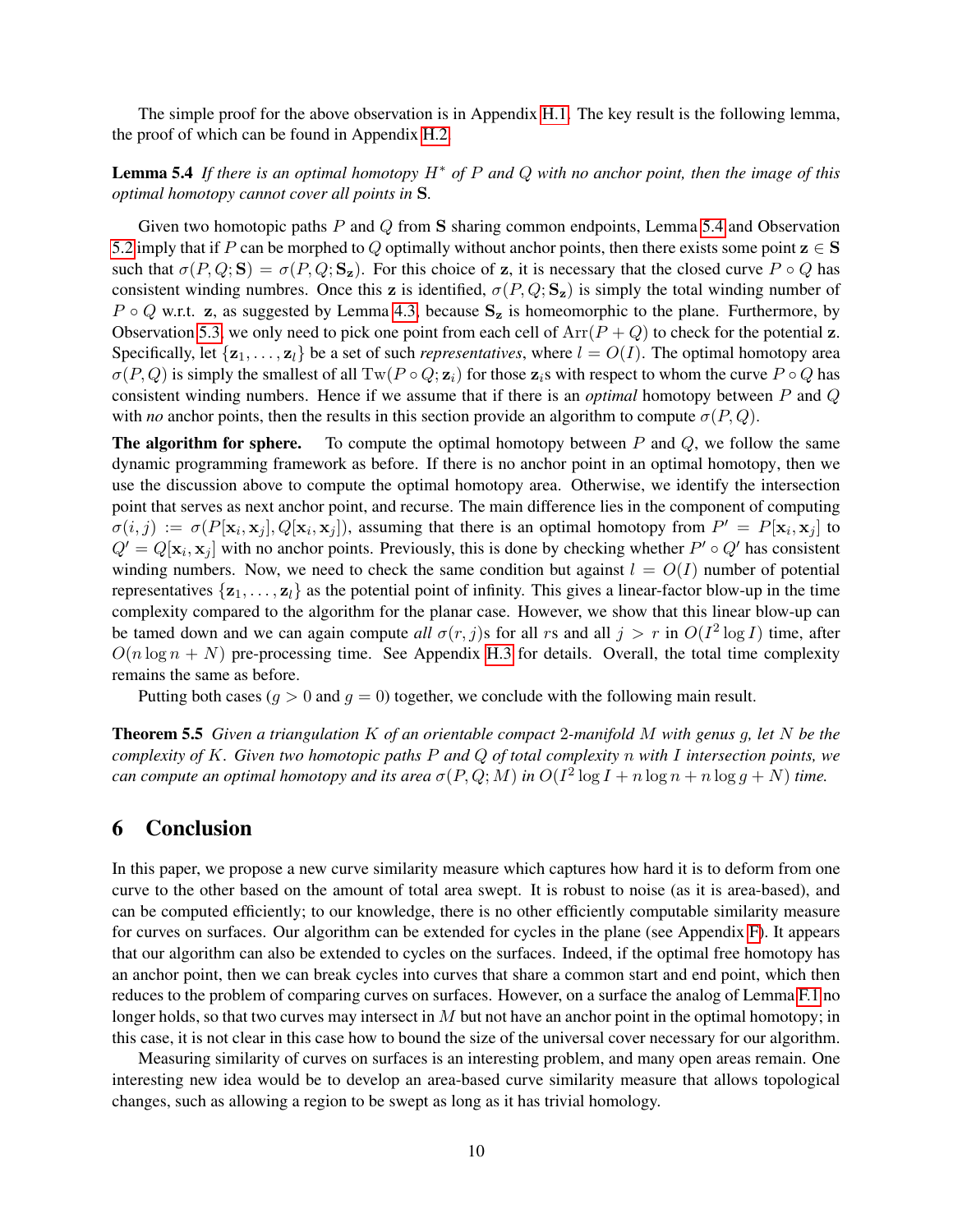The simple proof for the above observation is in Appendix H.1. The key result is the following lemma, the proof of which can be found in Appendix H.2.

**Lemma 5.4** *If there is an optimal homotopy $H^*$ of $P$ and $Q$ with no anchor point, then the image of this optimal homotopy cannot cover all points in* $\mathbf{S}$.

Given two homotopic paths $P$ and $Q$ from $\mathbf{S}$ sharing common endpoints, Lemma 5.4 and Observation 5.2 imply that if $P$ can be morphed to $Q$ optimally without anchor points, then there exists some point $\mathbf{z} \in \mathbf{S}$ such that $\sigma(P, Q; \mathbf{S}) = \sigma(P, Q; \mathbf{S_z})$. For this choice of $\mathbf{z}$, it is necessary that the closed curve $P \circ Q$ has consistent winding numbres. Once this $\mathbf{z}$ is identified, $\sigma(P, Q; \mathbf{S_z})$ is simply the total winding number of $P \circ Q$ w.r.t. $\mathbf{z}$, as suggested by Lemma 4.3, because $\mathbf{S_z}$ is homeomorphic to the plane. Furthermore, by Observation 5.3, we only need to pick one point from each cell of $\mathrm{Arr}(P + Q)$ to check for the potential $\mathbf{z}$. Specifically, let $\{\mathbf{z}_1, \ldots, \mathbf{z}_l\}$ be a set of such *representatives*, where $l = O(I)$. The optimal homotopy area $\sigma(P, Q)$ is simply the smallest of all $\mathrm{Tw}(P \circ Q; \mathbf{z}_i)$ for those $\mathbf{z}_i$s with respect to whom the curve $P \circ Q$ has consistent winding numbers. Hence if we assume that if there is an *optimal* homotopy between $P$ and $Q$ with *no* anchor points, then the results in this section provide an algorithm to compute $\sigma(P, Q)$.

**The algorithm for sphere.** To compute the optimal homotopy between $P$ and $Q$, we follow the same dynamic programming framework as before. If there is no anchor point in an optimal homotopy, then we use the discussion above to compute the optimal homotopy area. Otherwise, we identify the intersection point that serves as next anchor point, and recurse. The main difference lies in the component of computing $\sigma(i, j) := \sigma(P[\mathbf{x}_i, \mathbf{x}_j], Q[\mathbf{x}_i, \mathbf{x}_j])$, assuming that there is an optimal homotopy from $P' = P[\mathbf{x}_i, \mathbf{x}_j]$ to $Q' = Q[\mathbf{x}_i, \mathbf{x}_j]$ with no anchor points. Previously, this is done by checking whether $P' \circ Q'$ has consistent winding numbers. Now, we need to check the same condition but against $l = O(I)$ number of potential representatives $\{\mathbf{z}_1, \ldots, \mathbf{z}_l\}$ as the potential point of infinity. This gives a linear-factor blow-up in the time complexity compared to the algorithm for the planar case. However, we show that this linear blow-up can be tamed down and we can again compute *all* $\sigma(r, j)$s for all $r$s and all $j > r$ in $O(I^2 \log I)$ time, after $O(n \log n + N)$ pre-processing time. See Appendix H.3 for details. Overall, the total time complexity remains the same as before.

Putting both cases ($g > 0$ and $g = 0$) together, we conclude with the following main result.

**Theorem 5.5** *Given a triangulation $K$ of an orientable compact 2-manifold $M$ with genus $g$, let $N$ be the complexity of $K$. Given two homotopic paths $P$ and $Q$ of total complexity $n$ with $I$ intersection points, we can compute an optimal homotopy and its area $\sigma(P, Q; M)$ in $O(I^2 \log I + n \log n + n \log g + N)$ time.*

## 6 Conclusion

In this paper, we propose a new curve similarity measure which captures how hard it is to deform from one curve to the other based on the amount of total area swept. It is robust to noise (as it is area-based), and can be computed efficiently; to our knowledge, there is no other efficiently computable similarity measure for curves on surfaces. Our algorithm can be extended for cycles in the plane (see Appendix F). It appears that our algorithm can also be extended to cycles on the surfaces. Indeed, if the optimal free homotopy has an anchor point, then we can break cycles into curves that share a common start and end point, which then reduces to the problem of comparing curves on surfaces. However, on a surface the analog of Lemma F.1 no longer holds, so that two curves may intersect in $M$ but not have an anchor point in the optimal homotopy; in this case, it is not clear in this case how to bound the size of the universal cover necessary for our algorithm.

Measuring similarity of curves on surfaces is an interesting problem, and many open areas remain. One interesting new idea would be to develop an area-based curve similarity measure that allows topological changes, such as allowing a region to be swept as long as it has trivial homology.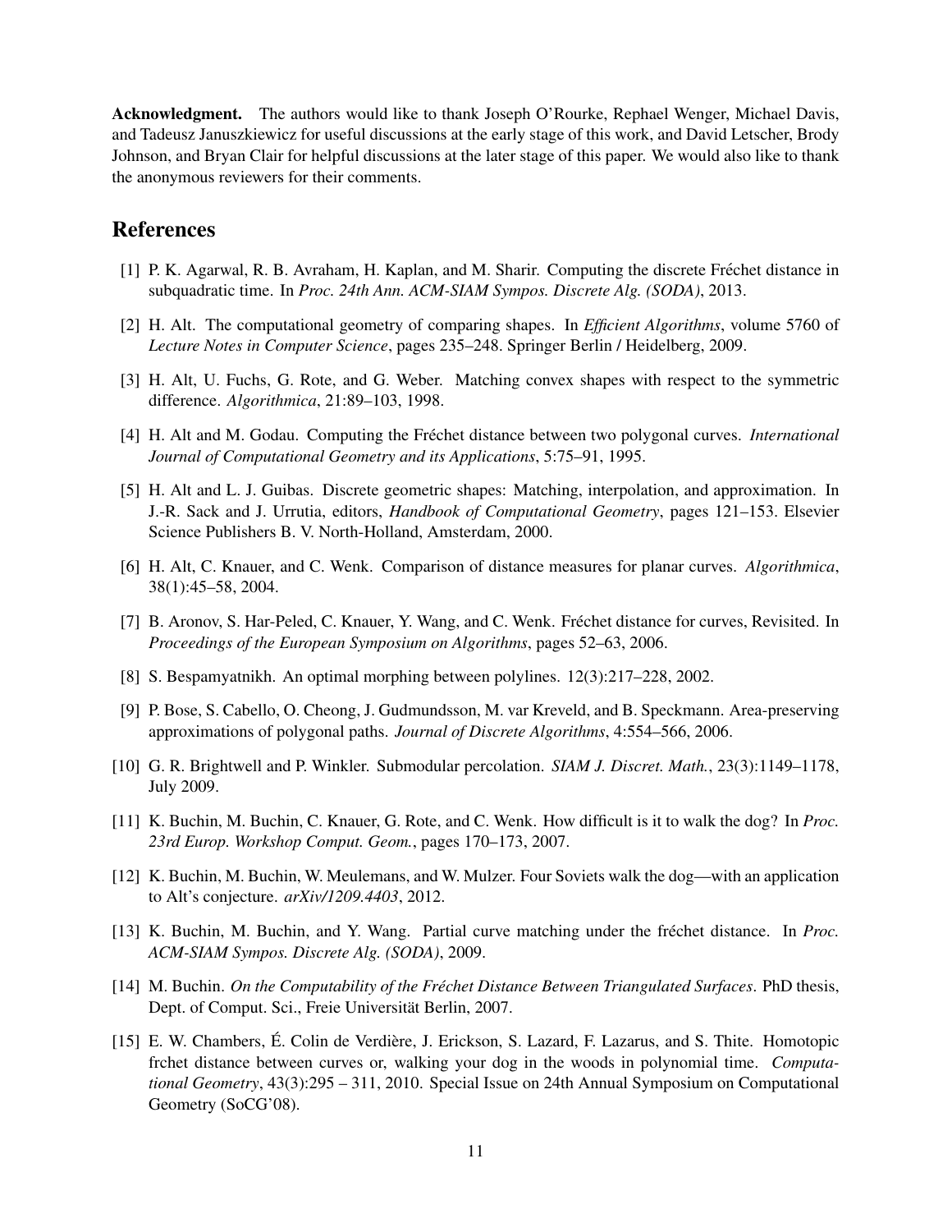**Acknowledgment.** The authors would like to thank Joseph O'Rourke, Rephael Wenger, Michael Davis, and Tadeusz Januszkiewicz for useful discussions at the early stage of this work, and David Letscher, Brody Johnson, and Bryan Clair for helpful discussions at the later stage of this paper. We would also like to thank the anonymous reviewers for their comments.

## References

[1] P. K. Agarwal, R. B. Avraham, H. Kaplan, and M. Sharir. Computing the discrete Fréchet distance in subquadratic time. In *Proc. 24th Ann. ACM-SIAM Sympos. Discrete Alg. (SODA)*, 2013.

[2] H. Alt. The computational geometry of comparing shapes. In *Efficient Algorithms*, volume 5760 of *Lecture Notes in Computer Science*, pages 235–248. Springer Berlin / Heidelberg, 2009.

[3] H. Alt, U. Fuchs, G. Rote, and G. Weber. Matching convex shapes with respect to the symmetric difference. *Algorithmica*, 21:89–103, 1998.

[4] H. Alt and M. Godau. Computing the Fréchet distance between two polygonal curves. *International Journal of Computational Geometry and its Applications*, 5:75–91, 1995.

[5] H. Alt and L. J. Guibas. Discrete geometric shapes: Matching, interpolation, and approximation. In J.-R. Sack and J. Urrutia, editors, *Handbook of Computational Geometry*, pages 121–153. Elsevier Science Publishers B. V. North-Holland, Amsterdam, 2000.

[6] H. Alt, C. Knauer, and C. Wenk. Comparison of distance measures for planar curves. *Algorithmica*, 38(1):45–58, 2004.

[7] B. Aronov, S. Har-Peled, C. Knauer, Y. Wang, and C. Wenk. Fréchet distance for curves, Revisited. In *Proceedings of the European Symposium on Algorithms*, pages 52–63, 2006.

[8] S. Bespamyatnikh. An optimal morphing between polylines. 12(3):217–228, 2002.

[9] P. Bose, S. Cabello, O. Cheong, J. Gudmundsson, M. var Kreveld, and B. Speckmann. Area-preserving approximations of polygonal paths. *Journal of Discrete Algorithms*, 4:554–566, 2006.

[10] G. R. Brightwell and P. Winkler. Submodular percolation. *SIAM J. Discret. Math.*, 23(3):1149–1178, July 2009.

[11] K. Buchin, M. Buchin, C. Knauer, G. Rote, and C. Wenk. How difficult is it to walk the dog? In *Proc. 23rd Europ. Workshop Comput. Geom.*, pages 170–173, 2007.

[12] K. Buchin, M. Buchin, W. Meulemans, and W. Mulzer. Four Soviets walk the dog—with an application to Alt's conjecture. *arXiv/1209.4403*, 2012.

[13] K. Buchin, M. Buchin, and Y. Wang. Partial curve matching under the fréchet distance. In *Proc. ACM-SIAM Sympos. Discrete Alg. (SODA)*, 2009.

[14] M. Buchin. *On the Computability of the Fréchet Distance Between Triangulated Surfaces*. PhD thesis, Dept. of Comput. Sci., Freie Universität Berlin, 2007.

[15] E. W. Chambers, É. Colin de Verdière, J. Erickson, S. Lazard, F. Lazarus, and S. Thite. Homotopic frchet distance between curves or, walking your dog in the woods in polynomial time. *Computational Geometry*, 43(3):295 – 311, 2010. Special Issue on 24th Annual Symposium on Computational Geometry (SoCG'08).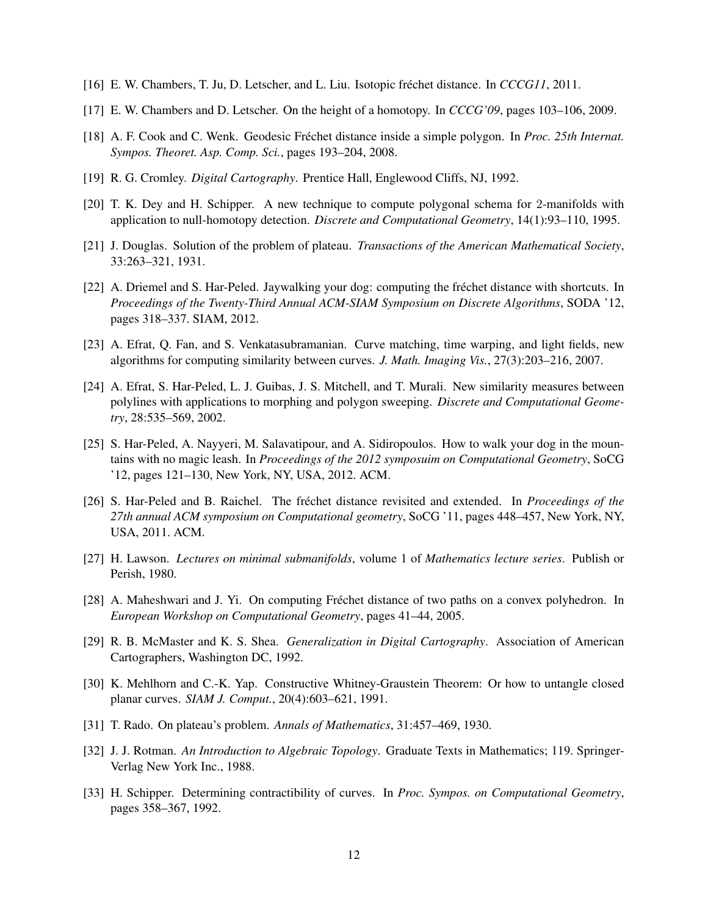[16] E. W. Chambers, T. Ju, D. Letscher, and L. Liu. Isotopic fréchet distance. In *CCCG11*, 2011.

[17] E. W. Chambers and D. Letscher. On the height of a homotopy. In *CCCG'09*, pages 103–106, 2009.

[18] A. F. Cook and C. Wenk. Geodesic Fréchet distance inside a simple polygon. In *Proc. 25th Internat. Sympos. Theoret. Asp. Comp. Sci.*, pages 193–204, 2008.

[19] R. G. Cromley. *Digital Cartography*. Prentice Hall, Englewood Cliffs, NJ, 1992.

[20] T. K. Dey and H. Schipper. A new technique to compute polygonal schema for 2-manifolds with application to null-homotopy detection. *Discrete and Computational Geometry*, 14(1):93–110, 1995.

[21] J. Douglas. Solution of the problem of plateau. *Transactions of the American Mathematical Society*, 33:263–321, 1931.

[22] A. Driemel and S. Har-Peled. Jaywalking your dog: computing the fréchet distance with shortcuts. In *Proceedings of the Twenty-Third Annual ACM-SIAM Symposium on Discrete Algorithms*, SODA '12, pages 318–337. SIAM, 2012.

[23] A. Efrat, Q. Fan, and S. Venkatasubramanian. Curve matching, time warping, and light fields, new algorithms for computing similarity between curves. *J. Math. Imaging Vis.*, 27(3):203–216, 2007.

[24] A. Efrat, S. Har-Peled, L. J. Guibas, J. S. Mitchell, and T. Murali. New similarity measures between polylines with applications to morphing and polygon sweeping. *Discrete and Computational Geometry*, 28:535–569, 2002.

[25] S. Har-Peled, A. Nayyeri, M. Salavatipour, and A. Sidiropoulos. How to walk your dog in the mountains with no magic leash. In *Proceedings of the 2012 symposuim on Computational Geometry*, SoCG '12, pages 121–130, New York, NY, USA, 2012. ACM.

[26] S. Har-Peled and B. Raichel. The fréchet distance revisited and extended. In *Proceedings of the 27th annual ACM symposium on Computational geometry*, SoCG '11, pages 448–457, New York, NY, USA, 2011. ACM.

[27] H. Lawson. *Lectures on minimal submanifolds*, volume 1 of *Mathematics lecture series*. Publish or Perish, 1980.

[28] A. Maheshwari and J. Yi. On computing Fréchet distance of two paths on a convex polyhedron. In *European Workshop on Computational Geometry*, pages 41–44, 2005.

[29] R. B. McMaster and K. S. Shea. *Generalization in Digital Cartography*. Association of American Cartographers, Washington DC, 1992.

[30] K. Mehlhorn and C.-K. Yap. Constructive Whitney-Graustein Theorem: Or how to untangle closed planar curves. *SIAM J. Comput.*, 20(4):603–621, 1991.

[31] T. Rado. On plateau's problem. *Annals of Mathematics*, 31:457–469, 1930.

[32] J. J. Rotman. *An Introduction to Algebraic Topology*. Graduate Texts in Mathematics; 119. Springer-Verlag New York Inc., 1988.

[33] H. Schipper. Determining contractibility of curves. In *Proc. Sympos. on Computational Geometry*, pages 358–367, 1992.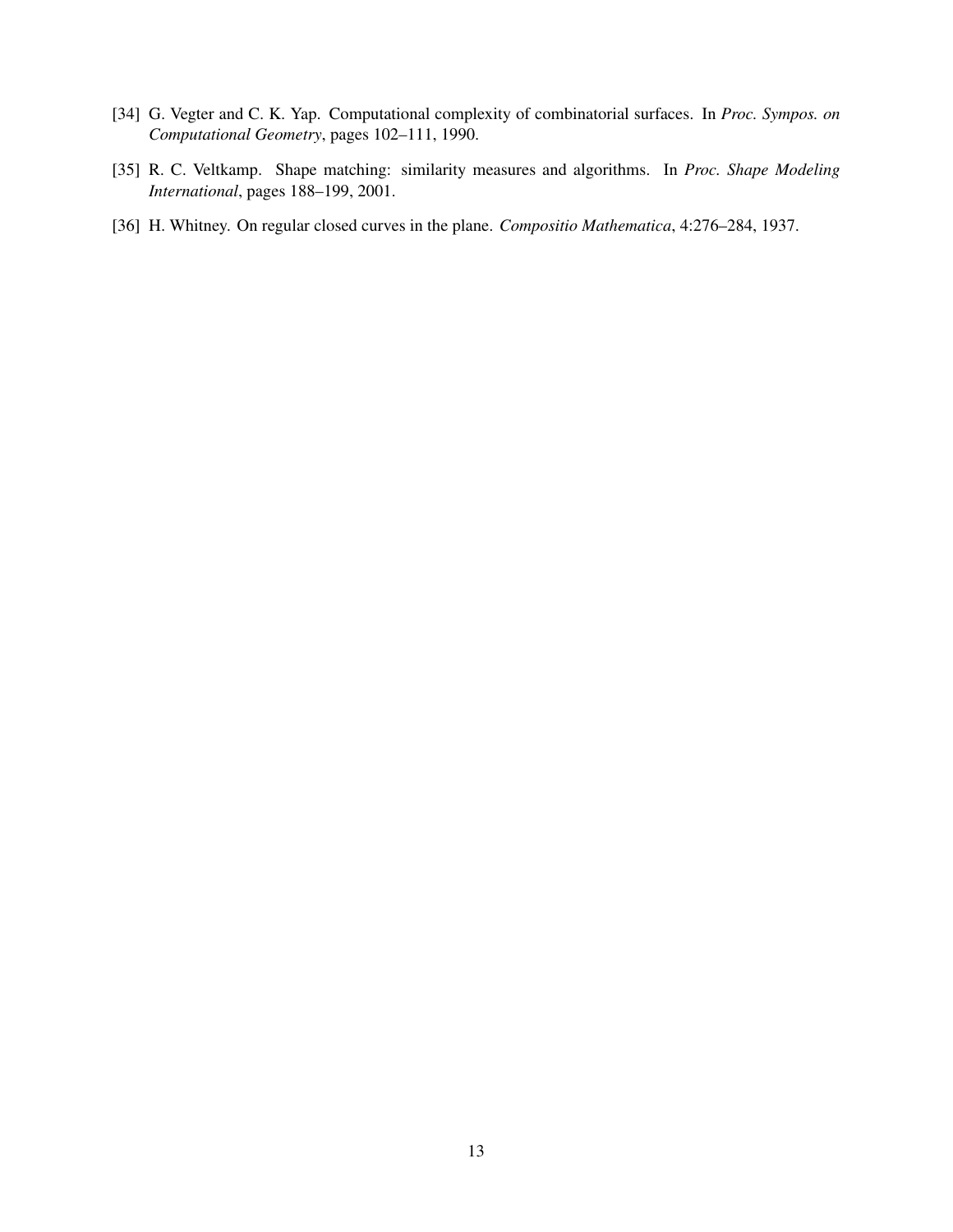[34] G. Vegter and C. K. Yap. Computational complexity of combinatorial surfaces. In *Proc. Sympos. on Computational Geometry*, pages 102–111, 1990.

[35] R. C. Veltkamp. Shape matching: similarity measures and algorithms. In *Proc. Shape Modeling International*, pages 188–199, 2001.

[36] H. Whitney. On regular closed curves in the plane. *Compositio Mathematica*, 4:276–284, 1937.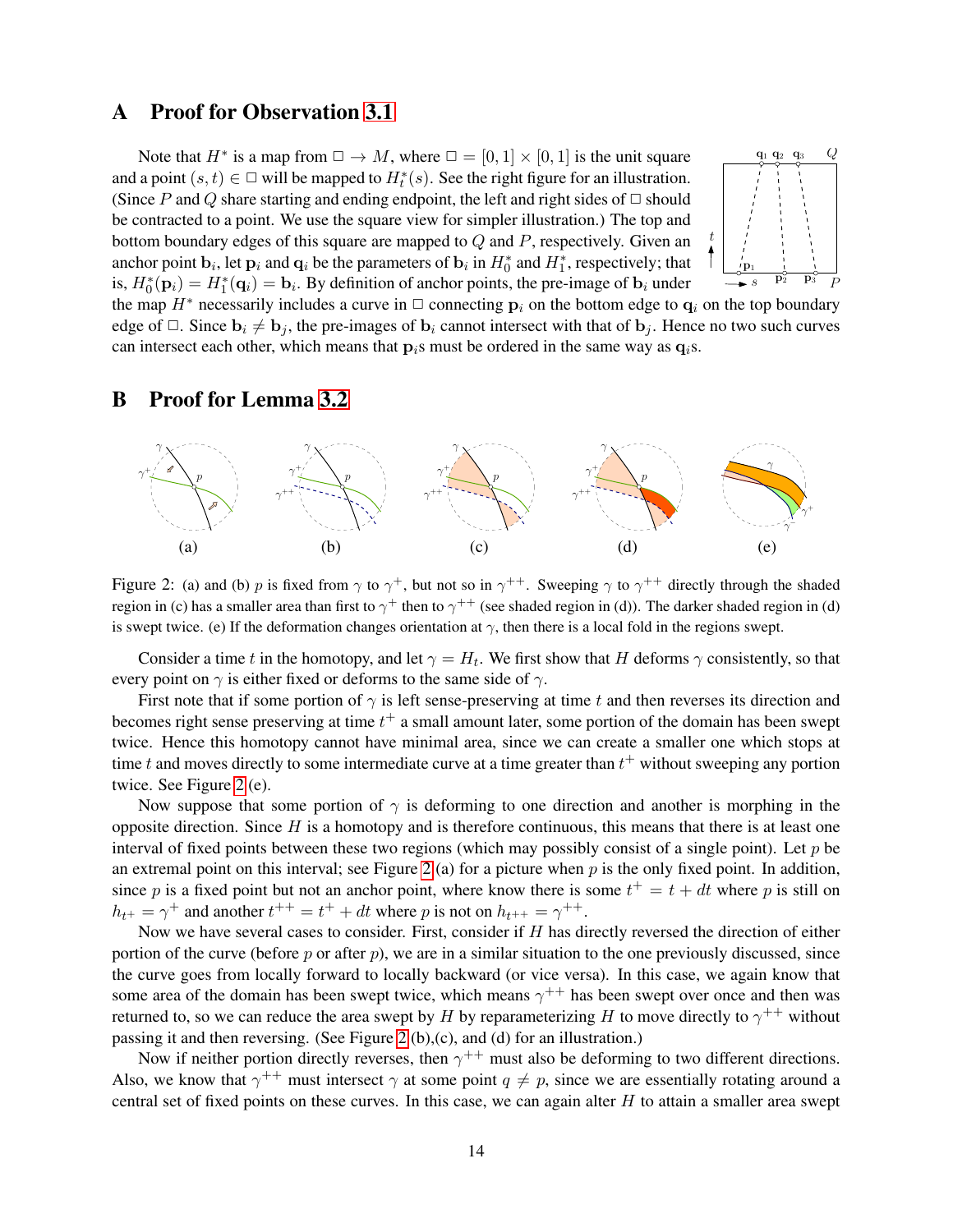## A Proof for Observation 3.1

Note that $H^*$ is a map from $\square \to M$, where $\square = [0,1] \times [0,1]$ is the unit square and a point $(s,t) \in \square$ will be mapped to $H_t^*(s)$. See the right figure for an illustration. (Since $P$ and $Q$ share starting and ending endpoint, the left and right sides of $\square$ should be contracted to a point. We use the square view for simpler illustration.) The top and bottom boundary edges of this square are mapped to $Q$ and $P$, respectively. Given an anchor point $\mathbf{b}_i$, let $\mathbf{p}_i$ and $\mathbf{q}_i$ be the parameters of $\mathbf{b}_i$ in $H_0^*$ and $H_1^*$, respectively; that is, $H_0^*(\mathbf{p}_i) = H_1^*(\mathbf{q}_i) = \mathbf{b}_i$. By definition of anchor points, the pre-image of $\mathbf{b}_i$ under the map $H^*$ necessarily includes a curve in $\square$ connecting $\mathbf{p}_i$ on the bottom edge to $\mathbf{q}_i$ on the top boundary edge of $\square$. Since $\mathbf{b}_i \neq \mathbf{b}_j$, the pre-images of $\mathbf{b}_i$ cannot intersect with that of $\mathbf{b}_j$. Hence no two such curves can intersect each other, which means that $\mathbf{p}_i$s must be ordered in the same way as $\mathbf{q}_i$s.

## B Proof for Lemma 3.2

Figure 2: (a) and (b) $p$ is fixed from $\gamma$ to $\gamma^+$, but not so in $\gamma^{++}$. Sweeping $\gamma$ to $\gamma^{++}$ directly through the shaded region in (c) has a smaller area than first to $\gamma^+$ then to $\gamma^{++}$ (see shaded region in (d)). The darker shaded region in (d) is swept twice. (e) If the deformation changes orientation at $\gamma$, then there is a local fold in the regions swept.

Consider a time $t$ in the homotopy, and let $\gamma = H_t$. We first show that $H$ deforms $\gamma$ consistently, so that every point on $\gamma$ is either fixed or deforms to the same side of $\gamma$.

First note that if some portion of $\gamma$ is left sense-preserving at time $t$ and then reverses its direction and becomes right sense preserving at time $t^+$ a small amount later, some portion of the domain has been swept twice. Hence this homotopy cannot have minimal area, since we can create a smaller one which stops at time $t$ and moves directly to some intermediate curve at a time greater than $t^+$ without sweeping any portion twice. See Figure 2(e).

Now suppose that some portion of $\gamma$ is deforming to one direction and another is morphing in the opposite direction. Since $H$ is a homotopy and is therefore continuous, this means that there is at least one interval of fixed points between these two regions (which may possibly consist of a single point). Let $p$ be an extremal point on this interval; see Figure 2(a) for a picture when $p$ is the only fixed point. In addition, since $p$ is a fixed point but not an anchor point, where know there is some $t^+ = t + dt$ where $p$ is still on $h_{t^+} = \gamma^+$ and another $t^{++} = t^+ + dt$ where $p$ is not on $h_{t^{++}} = \gamma^{++}$.

Now we have several cases to consider. First, consider if $H$ has directly reversed the direction of either portion of the curve (before $p$ or after $p$), we are in a similar situation to the one previously discussed, since the curve goes from locally forward to locally backward (or vice versa). In this case, we again know that some area of the domain has been swept twice, which means $\gamma^{++}$ has been swept over once and then was returned to, so we can reduce the area swept by $H$ by reparameterizing $H$ to move directly to $\gamma^{++}$ without passing it and then reversing. (See Figure 2(b),(c), and (d) for an illustration.)

Now if neither portion directly reverses, then $\gamma^{++}$ must also be deforming to two different directions. Also, we know that $\gamma^{++}$ must intersect $\gamma$ at some point $q \neq p$, since we are essentially rotating around a central set of fixed points on these curves. In this case, we can again alter $H$ to attain a smaller area swept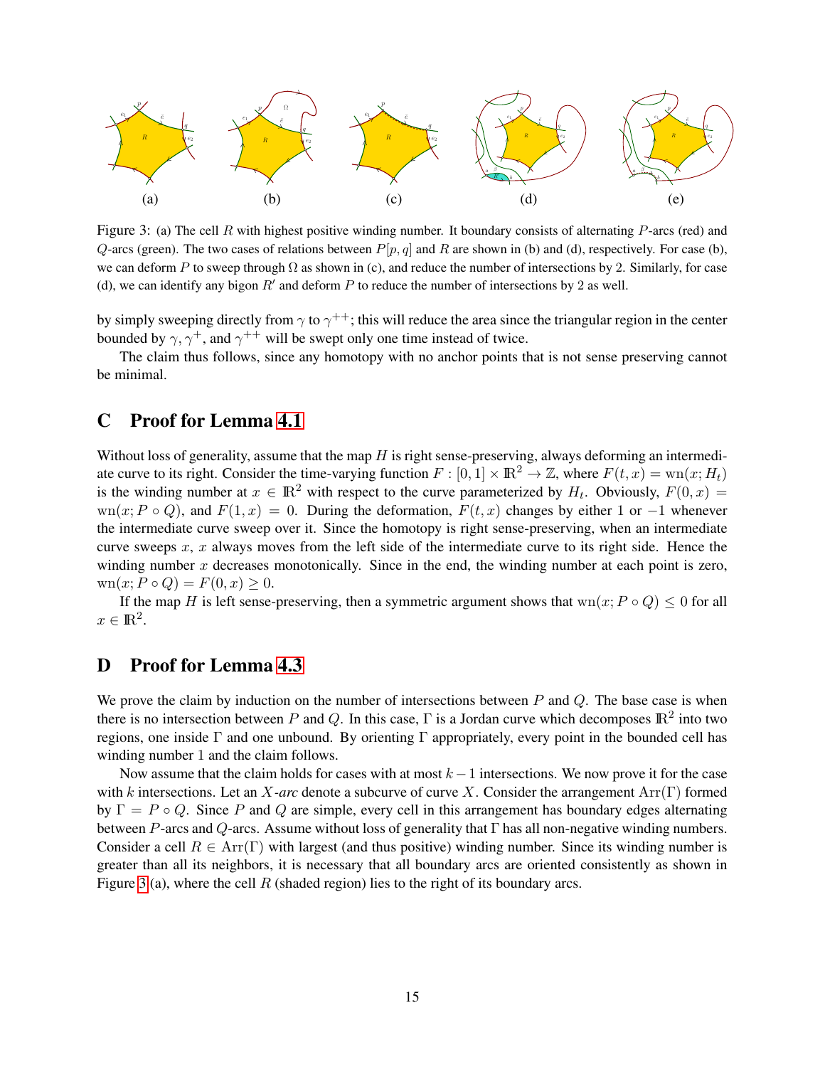(a) (b) (c) (d) (e)

Figure 3: (a) The cell $R$ with highest positive winding number. It boundary consists of alternating $P$-arcs (red) and $Q$-arcs (green). The two cases of relations between $P[p, q]$ and $R$ are shown in (b) and (d), respectively. For case (b), we can deform $P$ to sweep through $\Omega$ as shown in (c), and reduce the number of intersections by 2. Similarly, for case (d), we can identify any bigon $R'$ and deform $P$ to reduce the number of intersections by 2 as well.

by simply sweeping directly from $\gamma$ to $\gamma^{++}$; this will reduce the area since the triangular region in the center bounded by $\gamma$, $\gamma^{+}$, and $\gamma^{++}$ will be swept only one time instead of twice.

The claim thus follows, since any homotopy with no anchor points that is not sense preserving cannot be minimal.

# C Proof for Lemma 4.1

Without loss of generality, assume that the map $H$ is right sense-preserving, always deforming an intermediate curve to its right. Consider the time-varying function $F : [0, 1] \times \mathbb{R}^2 \to \mathbb{Z}$, where $F(t, x) = \mathrm{wn}(x; H_t)$ is the winding number at $x \in \mathbb{R}^2$ with respect to the curve parameterized by $H_t$. Obviously, $F(0, x) = \mathrm{wn}(x; P \circ Q)$, and $F(1, x) = 0$. During the deformation, $F(t, x)$ changes by either 1 or $-1$ whenever the intermediate curve sweep over it. Since the homotopy is right sense-preserving, when an intermediate curve sweeps $x$, $x$ always moves from the left side of the intermediate curve to its right side. Hence the winding number $x$ decreases monotonically. Since in the end, the winding number at each point is zero, $\mathrm{wn}(x; P \circ Q) = F(0, x) \geq 0$.

If the map $H$ is left sense-preserving, then a symmetric argument shows that $\mathrm{wn}(x; P \circ Q) \leq 0$ for all $x \in \mathbb{R}^2$.

# D Proof for Lemma 4.3

We prove the claim by induction on the number of intersections between $P$ and $Q$. The base case is when there is no intersection between $P$ and $Q$. In this case, $\Gamma$ is a Jordan curve which decomposes $\mathbb{R}^2$ into two regions, one inside $\Gamma$ and one unbound. By orienting $\Gamma$ appropriately, every point in the bounded cell has winding number 1 and the claim follows.

Now assume that the claim holds for cases with at most $k-1$ intersections. We now prove it for the case with $k$ intersections. Let an *$X$-arc* denote a subcurve of curve $X$. Consider the arrangement $\mathrm{Arr}(\Gamma)$ formed by $\Gamma = P \circ Q$. Since $P$ and $Q$ are simple, every cell in this arrangement has boundary edges alternating between $P$-arcs and $Q$-arcs. Assume without loss of generality that $\Gamma$ has all non-negative winding numbers. Consider a cell $R \in \mathrm{Arr}(\Gamma)$ with largest (and thus positive) winding number. Since its winding number is greater than all its neighbors, it is necessary that all boundary arcs are oriented consistently as shown in Figure 3 (a), where the cell $R$ (shaded region) lies to the right of its boundary arcs.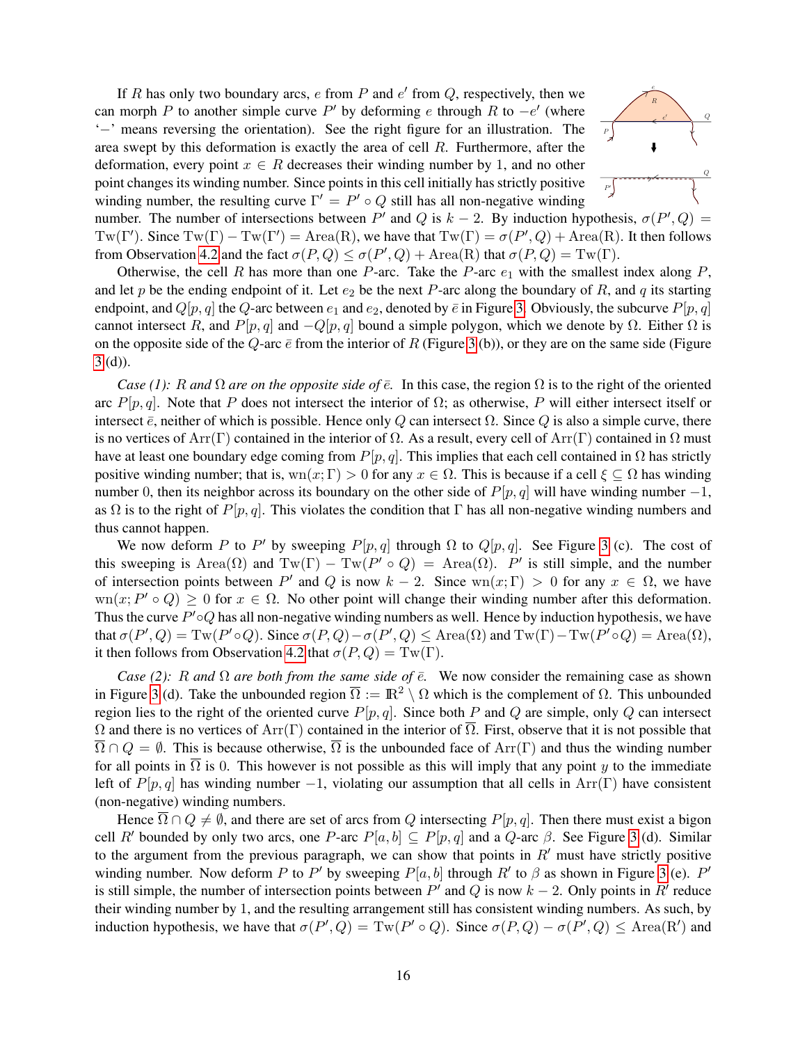If $R$ has only two boundary arcs, $e$ from $P$ and $e'$ from $Q$, respectively, then we can morph $P$ to another simple curve $P'$ by deforming $e$ through $R$ to $-e'$ (where '$-$' means reversing the orientation). See the right figure for an illustration. The area swept by this deformation is exactly the area of cell $R$. Furthermore, after the deformation, every point $x \in R$ decreases their winding number by 1, and no other point changes its winding number. Since points in this cell initially has strictly positive winding number, the resulting curve $\Gamma' = P' \circ Q$ still has all non-negative winding number. The number of intersections between $P'$ and $Q$ is $k-2$. By induction hypothesis, $\sigma(P', Q) = \mathrm{Tw}(\Gamma')$. Since $\mathrm{Tw}(\Gamma) - \mathrm{Tw}(\Gamma') = \mathrm{Area(R)}$, we have that $\mathrm{Tw}(\Gamma) = \sigma(P', Q) + \mathrm{Area(R)}$. It then follows from Observation 4.2 and the fact $\sigma(P, Q) \leq \sigma(P', Q) + \mathrm{Area(R)}$ that $\sigma(P, Q) = \mathrm{Tw}(\Gamma)$.

Otherwise, the cell $R$ has more than one $P$-arc. Take the $P$-arc $e_1$ with the smallest index along $P$, and let $p$ be the ending endpoint of it. Let $e_2$ be the next $P$-arc along the boundary of $R$, and $q$ its starting endpoint, and $Q[p, q]$ the $Q$-arc between $e_1$ and $e_2$, denoted by $\bar{e}$ in Figure 3. Obviously, the subcurve $P[p, q]$ cannot intersect $R$, and $P[p, q]$ and $-Q[p, q]$ bound a simple polygon, which we denote by $\Omega$. Either $\Omega$ is on the opposite side of the $Q$-arc $\bar{e}$ from the interior of $R$ (Figure 3(b)), or they are on the same side (Figure 3(d)).

*Case (1): $R$ and $\Omega$ are on the opposite side of $\bar{e}$.* In this case, the region $\Omega$ is to the right of the oriented arc $P[p, q]$. Note that $P$ does not intersect the interior of $\Omega$; as otherwise, $P$ will either intersect itself or intersect $\bar{e}$, neither of which is possible. Hence only $Q$ can intersect $\Omega$. Since $Q$ is also a simple curve, there is no vertices of $\mathrm{Arr}(\Gamma)$ contained in the interior of $\Omega$. As a result, every cell of $\mathrm{Arr}(\Gamma)$ contained in $\Omega$ must have at least one boundary edge coming from $P[p, q]$. This implies that each cell contained in $\Omega$ has strictly positive winding number; that is, $\mathrm{wn}(x; \Gamma) > 0$ for any $x \in \Omega$. This is because if a cell $\xi \subseteq \Omega$ has winding number 0, then its neighbor across its boundary on the other side of $P[p, q]$ will have winding number $-1$, as $\Omega$ is to the right of $P[p, q]$. This violates the condition that $\Gamma$ has all non-negative winding numbers and thus cannot happen.

We now deform $P$ to $P'$ by sweeping $P[p, q]$ through $\Omega$ to $Q[p, q]$. See Figure 3 (c). The cost of this sweeping is $\mathrm{Area}(\Omega)$ and $\mathrm{Tw}(\Gamma) - \mathrm{Tw}(P' \circ Q) = \mathrm{Area}(\Omega)$. $P'$ is still simple, and the number of intersection points between $P'$ and $Q$ is now $k-2$. Since $\mathrm{wn}(x; \Gamma) > 0$ for any $x \in \Omega$, we have $\mathrm{wn}(x; P' \circ Q) \geq 0$ for $x \in \Omega$. No other point will change their winding number after this deformation. Thus the curve $P' \circ Q$ has all non-negative winding numbers as well. Hence by induction hypothesis, we have that $\sigma(P', Q) = \mathrm{Tw}(P' \circ Q)$. Since $\sigma(P, Q) - \sigma(P', Q) \leq \mathrm{Area}(\Omega)$ and $\mathrm{Tw}(\Gamma) - \mathrm{Tw}(P' \circ Q) = \mathrm{Area}(\Omega)$, it then follows from Observation 4.2 that $\sigma(P, Q) = \mathrm{Tw}(\Gamma)$.

*Case (2): $R$ and $\Omega$ are both from the same side of $\bar{e}$.* We now consider the remaining case as shown in Figure 3(d). Take the unbounded region $\overline{\Omega} := \mathbb{R}^2 \setminus \Omega$ which is the complement of $\Omega$. This unbounded region lies to the right of the oriented curve $P[p, q]$. Since both $P$ and $Q$ are simple, only $Q$ can intersect $\Omega$ and there is no vertices of $\mathrm{Arr}(\Gamma)$ contained in the interior of $\overline{\Omega}$. First, observe that it is not possible that $\overline{\Omega} \cap Q = \emptyset$. This is because otherwise, $\overline{\Omega}$ is the unbounded face of $\mathrm{Arr}(\Gamma)$ and thus the winding number for all points in $\overline{\Omega}$ is 0. This however is not possible as this will imply that any point $y$ to the immediate left of $P[p, q]$ has winding number $-1$, violating our assumption that all cells in $\mathrm{Arr}(\Gamma)$ have consistent (non-negative) winding numbers.

Hence $\overline{\Omega} \cap Q \neq \emptyset$, and there are set of arcs from $Q$ intersecting $P[p, q]$. Then there must exist a bigon cell $R'$ bounded by only two arcs, one $P$-arc $P[a, b] \subseteq P[p, q]$ and a $Q$-arc $\beta$. See Figure 3 (d). Similar to the argument from the previous paragraph, we can show that points in $R'$ must have strictly positive winding number. Now deform $P$ to $P'$ by sweeping $P[a, b]$ through $R'$ to $\beta$ as shown in Figure 3 (e). $P'$ is still simple, the number of intersection points between $P'$ and $Q$ is now $k-2$. Only points in $R'$ reduce their winding number by 1, and the resulting arrangement still has consistent winding numbers. As such, by induction hypothesis, we have that $\sigma(P', Q) = \mathrm{Tw}(P' \circ Q)$. Since $\sigma(P, Q) - \sigma(P', Q) \leq \mathrm{Area(R')}$ and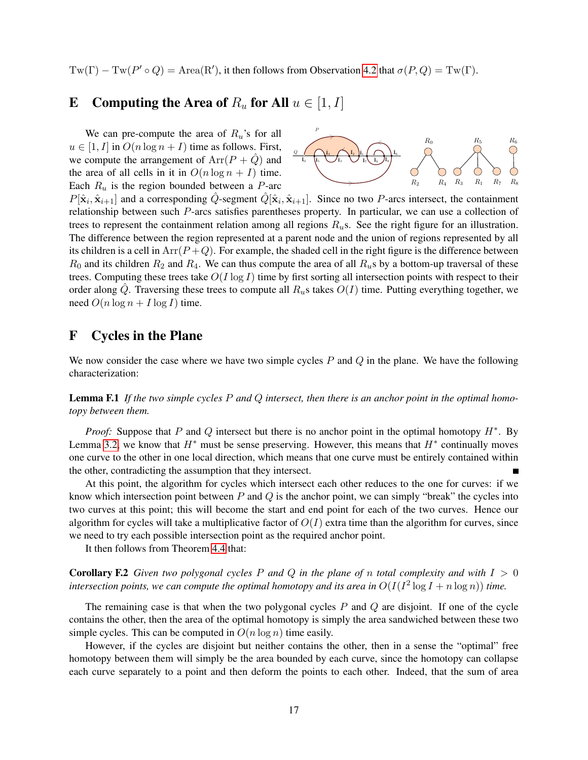$\text{Tw}(\Gamma) - \text{Tw}(P' \circ Q) = \text{Area}(R')$, it then follows from Observation 4.2 that $\sigma(P, Q) = \text{Tw}(\Gamma)$.

## E Computing the Area of $R_u$ for All $u \in [1, I]$

We can pre-compute the area of $R_u$'s for all $u \in [1, I]$ in $O(n \log n + I)$ time as follows. First, we compute the arrangement of $\text{Arr}(P + \hat{Q})$ and the area of all cells in it in $O(n \log n + I)$ time. Each $R_u$ is the region bounded between a $P$-arc $P[\hat{\mathbf{x}}_i, \hat{\mathbf{x}}_{i+1}]$ and a corresponding $\hat{Q}$-segment $\hat{Q}[\hat{\mathbf{x}}_i, \hat{\mathbf{x}}_{i+1}]$. Since no two $P$-arcs intersect, the containment relationship between such $P$-arcs satisfies parentheses property. In particular, we can use a collection of trees to represent the containment relation among all regions $R_u$s. See the right figure for an illustration. The difference between the region represented at a parent node and the union of regions represented by all its children is a cell in $\text{Arr}(P + Q)$. For example, the shaded cell in the right figure is the difference between $R_0$ and its children $R_2$ and $R_4$. We can thus compute the area of all $R_u$s by a bottom-up traversal of these trees. Computing these trees take $O(I \log I)$ time by first sorting all intersection points with respect to their order along $\hat{Q}$. Traversing these trees to compute all $R_u$s takes $O(I)$ time. Putting everything together, we need $O(n \log n + I \log I)$ time.

## F Cycles in the Plane

We now consider the case where we have two simple cycles $P$ and $Q$ in the plane. We have the following characterization:

**Lemma F.1** *If the two simple cycles $P$ and $Q$ intersect, then there is an anchor point in the optimal homotopy between them.*

*Proof:* Suppose that $P$ and $Q$ intersect but there is no anchor point in the optimal homotopy $H^*$. By Lemma 3.2, we know that $H^*$ must be sense preserving. However, this means that $H^*$ continually moves one curve to the other in one local direction, which means that one curve must be entirely contained within the other, contradicting the assumption that they intersect. ∎

At this point, the algorithm for cycles which intersect each other reduces to the one for curves: if we know which intersection point between $P$ and $Q$ is the anchor point, we can simply "break" the cycles into two curves at this point; this will become the start and end point for each of the two curves. Hence our algorithm for cycles will take a multiplicative factor of $O(I)$ extra time than the algorithm for curves, since we need to try each possible intersection point as the required anchor point.

It then follows from Theorem 4.4 that:

**Corollary F.2** *Given two polygonal cycles $P$ and $Q$ in the plane of $n$ total complexity and with $I > 0$ intersection points, we can compute the optimal homotopy and its area in $O(I(I^2 \log I + n \log n))$ time.*

The remaining case is that when the two polygonal cycles $P$ and $Q$ are disjoint. If one of the cycle contains the other, then the area of the optimal homotopy is simply the area sandwiched between these two simple cycles. This can be computed in $O(n \log n)$ time easily.

However, if the cycles are disjoint but neither contains the other, then in a sense the "optimal" free homotopy between them will simply be the area bounded by each curve, since the homotopy can collapse each curve separately to a point and then deform the points to each other. Indeed, that the sum of area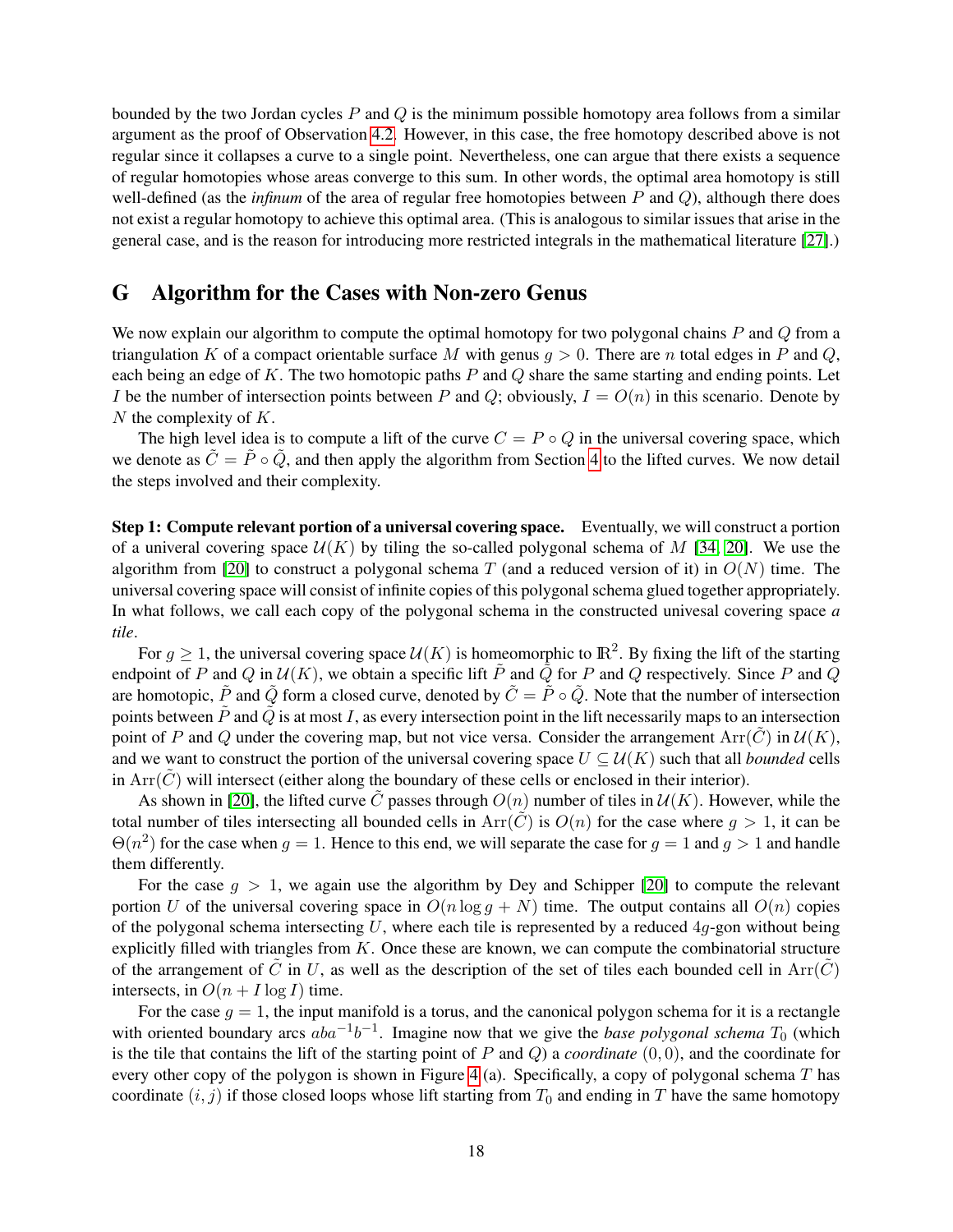bounded by the two Jordan cycles $P$ and $Q$ is the minimum possible homotopy area follows from a similar argument as the proof of Observation 4.2. However, in this case, the free homotopy described above is not regular since it collapses a curve to a single point. Nevertheless, one can argue that there exists a sequence of regular homotopies whose areas converge to this sum. In other words, the optimal area homotopy is still well-defined (as the *infinum* of the area of regular free homotopies between $P$ and $Q$), although there does not exist a regular homotopy to achieve this optimal area. (This is analogous to similar issues that arise in the general case, and is the reason for introducing more restricted integrals in the mathematical literature [27].)

# G Algorithm for the Cases with Non-zero Genus

We now explain our algorithm to compute the optimal homotopy for two polygonal chains $P$ and $Q$ from a triangulation $K$ of a compact orientable surface $M$ with genus $g > 0$. There are $n$ total edges in $P$ and $Q$, each being an edge of $K$. The two homotopic paths $P$ and $Q$ share the same starting and ending points. Let $I$ be the number of intersection points between $P$ and $Q$; obviously, $I = O(n)$ in this scenario. Denote by $N$ the complexity of $K$.

The high level idea is to compute a lift of the curve $C = P \circ Q$ in the universal covering space, which we denote as $\tilde{C} = \tilde{P} \circ \tilde{Q}$, and then apply the algorithm from Section 4 to the lifted curves. We now detail the steps involved and their complexity.

**Step 1: Compute relevant portion of a universal covering space.** Eventually, we will construct a portion of a univeral covering space $\mathcal{U}(K)$ by tiling the so-called polygonal schema of $M$ [34, 20]. We use the algorithm from [20] to construct a polygonal schema $T$ (and a reduced version of it) in $O(N)$ time. The universal covering space will consist of infinite copies of this polygonal schema glued together appropriately. In what follows, we call each copy of the polygonal schema in the constructed univesal covering space *a tile*.

For $g \geq 1$, the universal covering space $\mathcal{U}(K)$ is homeomorphic to $\mathbb{R}^2$. By fixing the lift of the starting endpoint of $P$ and $Q$ in $\mathcal{U}(K)$, we obtain a specific lift $\tilde{P}$ and $\tilde{Q}$ for $P$ and $Q$ respectively. Since $P$ and $Q$ are homotopic, $\tilde{P}$ and $\tilde{Q}$ form a closed curve, denoted by $\tilde{C} = \tilde{P} \circ \tilde{Q}$. Note that the number of intersection points between $\tilde{P}$ and $\tilde{Q}$ is at most $I$, as every intersection point in the lift necessarily maps to an intersection point of $P$ and $Q$ under the covering map, but not vice versa. Consider the arrangement $\mathrm{Arr}(\tilde{C})$ in $\mathcal{U}(K)$, and we want to construct the portion of the universal covering space $U \subseteq \mathcal{U}(K)$ such that all *bounded* cells in $\mathrm{Arr}(\tilde{C})$ will intersect (either along the boundary of these cells or enclosed in their interior).

As shown in [20], the lifted curve $\tilde{C}$ passes through $O(n)$ number of tiles in $\mathcal{U}(K)$. However, while the total number of tiles intersecting all bounded cells in $\mathrm{Arr}(\tilde{C})$ is $O(n)$ for the case where $g > 1$, it can be $\Theta(n^2)$ for the case when $g = 1$. Hence to this end, we will separate the case for $g = 1$ and $g > 1$ and handle them differently.

For the case $g > 1$, we again use the algorithm by Dey and Schipper [20] to compute the relevant portion $U$ of the universal covering space in $O(n \log g + N)$ time. The output contains all $O(n)$ copies of the polygonal schema intersecting $U$, where each tile is represented by a reduced $4g$-gon without being explicitly filled with triangles from $K$. Once these are known, we can compute the combinatorial structure of the arrangement of $\tilde{C}$ in $U$, as well as the description of the set of tiles each bounded cell in $\mathrm{Arr}(\tilde{C})$ intersects, in $O(n + I \log I)$ time.

For the case $g = 1$, the input manifold is a torus, and the canonical polygon schema for it is a rectangle with oriented boundary arcs $aba^{-1}b^{-1}$. Imagine now that we give the *base polygonal schema* $T_0$ (which is the tile that contains the lift of the starting point of $P$ and $Q$) a *coordinate* $(0, 0)$, and the coordinate for every other copy of the polygon is shown in Figure 4(a). Specifically, a copy of polygonal schema $T$ has coordinate $(i, j)$ if those closed loops whose lift starting from $T_0$ and ending in $T$ have the same homotopy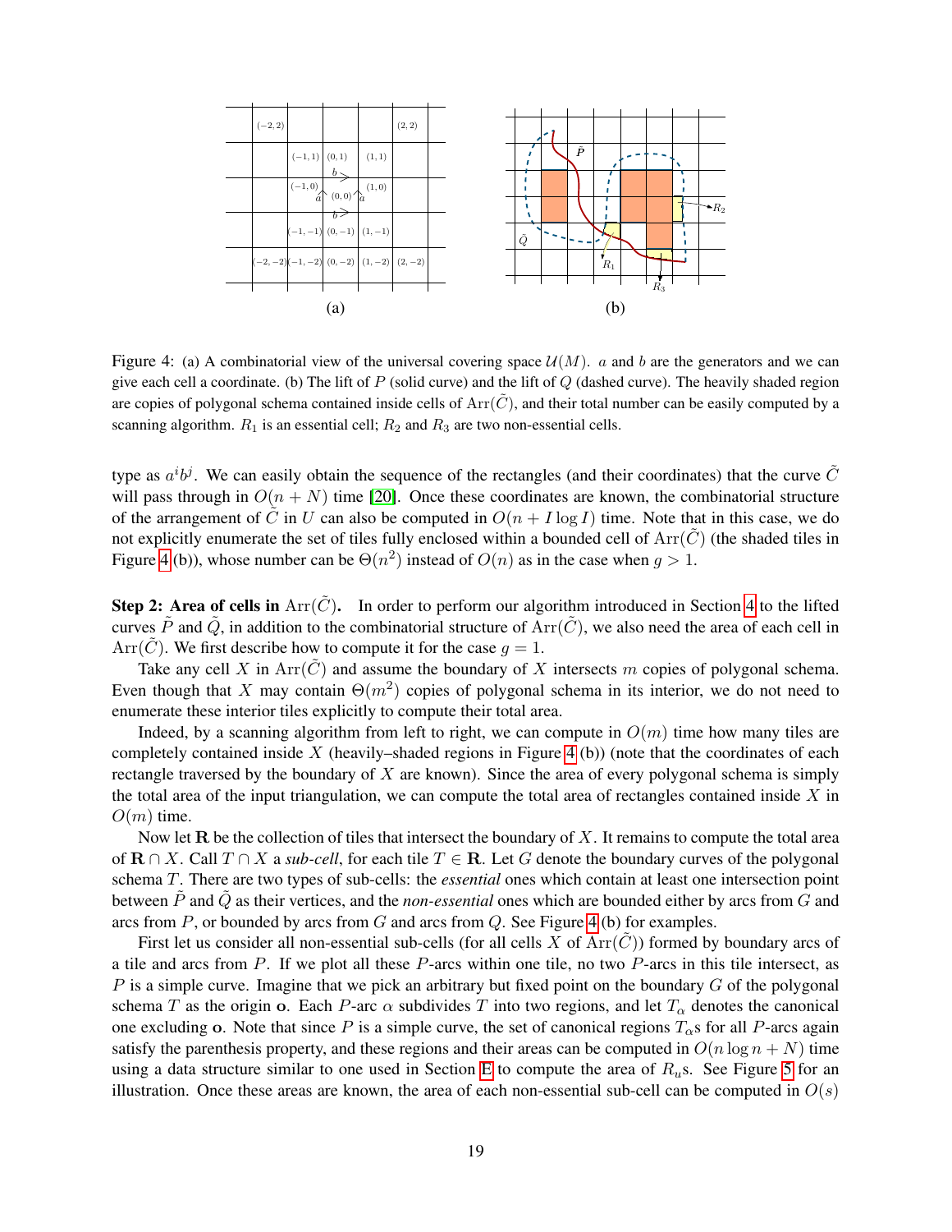Figure 4: (a) A combinatorial view of the universal covering space $\mathcal{U}(M)$. $a$ and $b$ are the generators and we can give each cell a coordinate. (b) The lift of $P$ (solid curve) and the lift of $Q$ (dashed curve). The heavily shaded region are copies of polygonal schema contained inside cells of $\mathrm{Arr}(\tilde{C})$, and their total number can be easily computed by a scanning algorithm. $R_1$ is an essential cell; $R_2$ and $R_3$ are two non-essential cells.

type as $a^i b^j$. We can easily obtain the sequence of the rectangles (and their coordinates) that the curve $\tilde{C}$ will pass through in $O(n+N)$ time [20]. Once these coordinates are known, the combinatorial structure of the arrangement of $\tilde{C}$ in $U$ can also be computed in $O(n + I \log I)$ time. Note that in this case, we do not explicitly enumerate the set of tiles fully enclosed within a bounded cell of $\mathrm{Arr}(\tilde{C})$ (the shaded tiles in Figure 4(b)), whose number can be $\Theta(n^2)$ instead of $O(n)$ as in the case when $g > 1$.

**Step 2: Area of cells in $\mathrm{Arr}(\tilde{C})$.** In order to perform our algorithm introduced in Section 4 to the lifted curves $\tilde{P}$ and $\tilde{Q}$, in addition to the combinatorial structure of $\mathrm{Arr}(\tilde{C})$, we also need the area of each cell in $\mathrm{Arr}(\tilde{C})$. We first describe how to compute it for the case $g = 1$.

Take any cell $X$ in $\mathrm{Arr}(\tilde{C})$ and assume the boundary of $X$ intersects $m$ copies of polygonal schema. Even though that $X$ may contain $\Theta(m^2)$ copies of polygonal schema in its interior, we do not need to enumerate these interior tiles explicitly to compute their total area.

Indeed, by a scanning algorithm from left to right, we can compute in $O(m)$ time how many tiles are completely contained inside $X$ (heavily–shaded regions in Figure 4(b)) (note that the coordinates of each rectangle traversed by the boundary of $X$ are known). Since the area of every polygonal schema is simply the total area of the input triangulation, we can compute the total area of rectangles contained inside $X$ in $O(m)$ time.

Now let $\mathbf{R}$ be the collection of tiles that intersect the boundary of $X$. It remains to compute the total area of $\mathbf{R} \cap X$. Call $T \cap X$ a *sub-cell*, for each tile $T \in \mathbf{R}$. Let $G$ denote the boundary curves of the polygonal schema $T$. There are two types of sub-cells: the *essential* ones which contain at least one intersection point between $\tilde{P}$ and $\tilde{Q}$ as their vertices, and the *non-essential* ones which are bounded either by arcs from $G$ and arcs from $P$, or bounded by arcs from $G$ and arcs from $Q$. See Figure 4(b) for examples.

First let us consider all non-essential sub-cells (for all cells $X$ of $\mathrm{Arr}(\tilde{C})$) formed by boundary arcs of a tile and arcs from $P$. If we plot all these $P$-arcs within one tile, no two $P$-arcs in this tile intersect, as $P$ is a simple curve. Imagine that we pick an arbitrary but fixed point on the boundary $G$ of the polygonal schema $T$ as the origin $\mathbf{o}$. Each $P$-arc $\alpha$ subdivides $T$ into two regions, and let $T_\alpha$ denotes the canonical one excluding $\mathbf{o}$. Note that since $P$ is a simple curve, the set of canonical regions $T_\alpha$s for all $P$-arcs again satisfy the parenthesis property, and these regions and their areas can be computed in $O(n \log n + N)$ time using a data structure similar to one used in Section E to compute the area of $R_u$s. See Figure 5 for an illustration. Once these areas are known, the area of each non-essential sub-cell can be computed in $O(s)$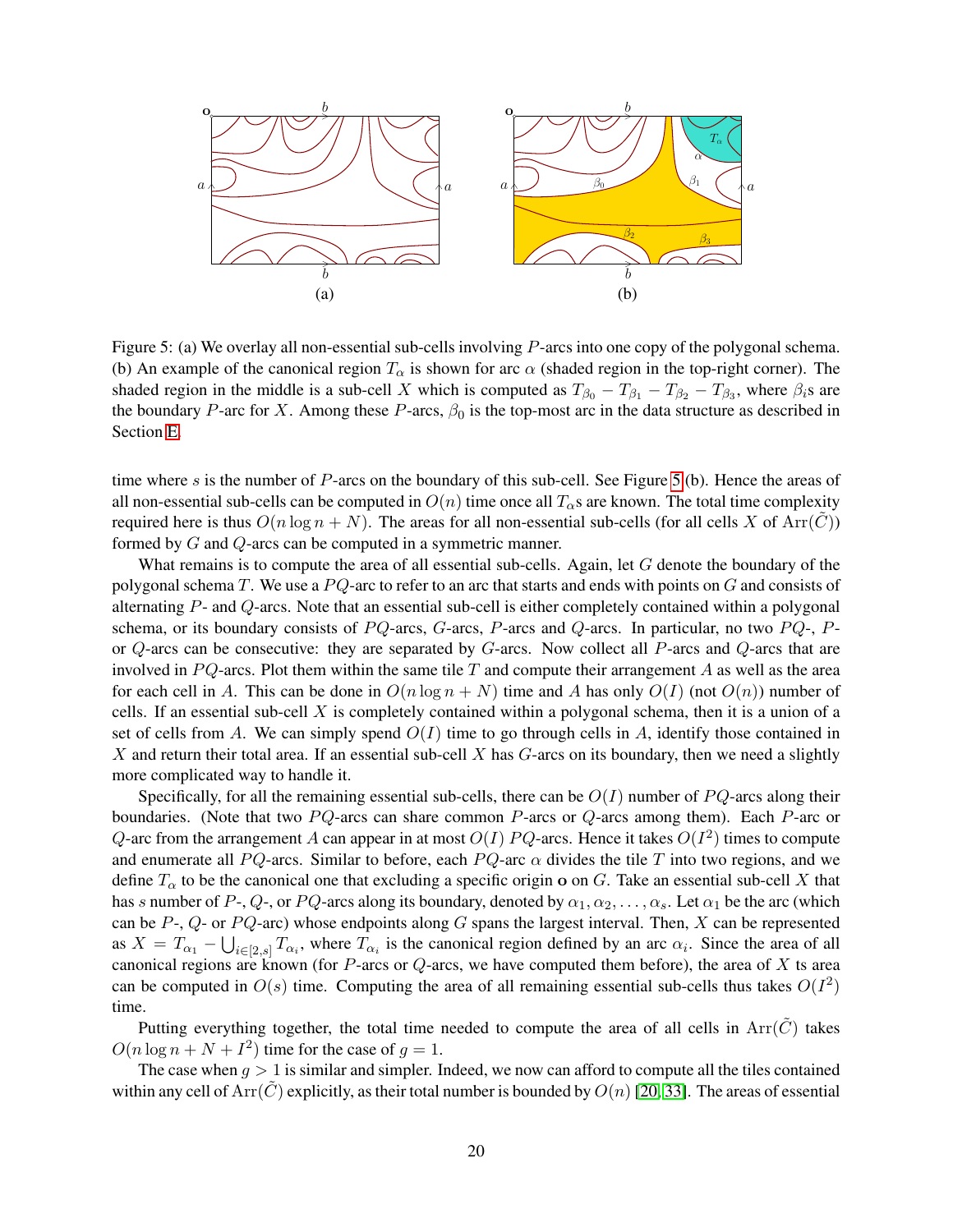Figure 5: (a) We overlay all non-essential sub-cells involving $P$-arcs into one copy of the polygonal schema. (b) An example of the canonical region $T_\alpha$ is shown for arc $\alpha$ (shaded region in the top-right corner). The shaded region in the middle is a sub-cell $X$ which is computed as $T_{\beta_0} - T_{\beta_1} - T_{\beta_2} - T_{\beta_3}$, where $\beta_i$s are the boundary $P$-arc for $X$. Among these $P$-arcs, $\beta_0$ is the top-most arc in the data structure as described in Section E.

time where $s$ is the number of $P$-arcs on the boundary of this sub-cell. See Figure 5 (b). Hence the areas of all non-essential sub-cells can be computed in $O(n)$ time once all $T_\alpha$s are known. The total time complexity required here is thus $O(n \log n + N)$. The areas for all non-essential sub-cells (for all cells $X$ of $\mathrm{Arr}(\tilde{C})$) formed by $G$ and $Q$-arcs can be computed in a symmetric manner.

What remains is to compute the area of all essential sub-cells. Again, let $G$ denote the boundary of the polygonal schema $T$. We use a $PQ$-arc to refer to an arc that starts and ends with points on $G$ and consists of alternating $P$- and $Q$-arcs. Note that an essential sub-cell is either completely contained within a polygonal schema, or its boundary consists of $PQ$-arcs, $G$-arcs, $P$-arcs and $Q$-arcs. In particular, no two $PQ$-, $P$- or $Q$-arcs can be consecutive: they are separated by $G$-arcs. Now collect all $P$-arcs and $Q$-arcs that are involved in $PQ$-arcs. Plot them within the same tile $T$ and compute their arrangement $A$ as well as the area for each cell in $A$. This can be done in $O(n \log n + N)$ time and $A$ has only $O(I)$ (not $O(n)$) number of cells. If an essential sub-cell $X$ is completely contained within a polygonal schema, then it is a union of a set of cells from $A$. We can simply spend $O(I)$ time to go through cells in $A$, identify those contained in $X$ and return their total area. If an essential sub-cell $X$ has $G$-arcs on its boundary, then we need a slightly more complicated way to handle it.

Specifically, for all the remaining essential sub-cells, there can be $O(I)$ number of $PQ$-arcs along their boundaries. (Note that two $PQ$-arcs can share common $P$-arcs or $Q$-arcs among them). Each $P$-arc or $Q$-arc from the arrangement $A$ can appear in at most $O(I)$ $PQ$-arcs. Hence it takes $O(I^2)$ times to compute and enumerate all $PQ$-arcs. Similar to before, each $PQ$-arc $\alpha$ divides the tile $T$ into two regions, and we define $T_\alpha$ to be the canonical one that excluding a specific origin $\mathbf{o}$ on $G$. Take an essential sub-cell $X$ that has $s$ number of $P$-, $Q$-, or $PQ$-arcs along its boundary, denoted by $\alpha_1, \alpha_2, \ldots, \alpha_s$. Let $\alpha_1$ be the arc (which can be $P$-, $Q$- or $PQ$-arc) whose endpoints along $G$ spans the largest interval. Then, $X$ can be represented as $X = T_{\alpha_1} - \bigcup_{i \in [2,s]} T_{\alpha_i}$, where $T_{\alpha_i}$ is the canonical region defined by an arc $\alpha_i$. Since the area of all canonical regions are known (for $P$-arcs or $Q$-arcs, we have computed them before), the area of $X$ ts area can be computed in $O(s)$ time. Computing the area of all remaining essential sub-cells thus takes $O(I^2)$ time.

Putting everything together, the total time needed to compute the area of all cells in $\mathrm{Arr}(\tilde{C})$ takes $O(n \log n + N + I^2)$ time for the case of $g = 1$.

The case when $g > 1$ is similar and simpler. Indeed, we now can afford to compute all the tiles contained within any cell of $\mathrm{Arr}(\tilde{C})$ explicitly, as their total number is bounded by $O(n)$ [20, 33]. The areas of essential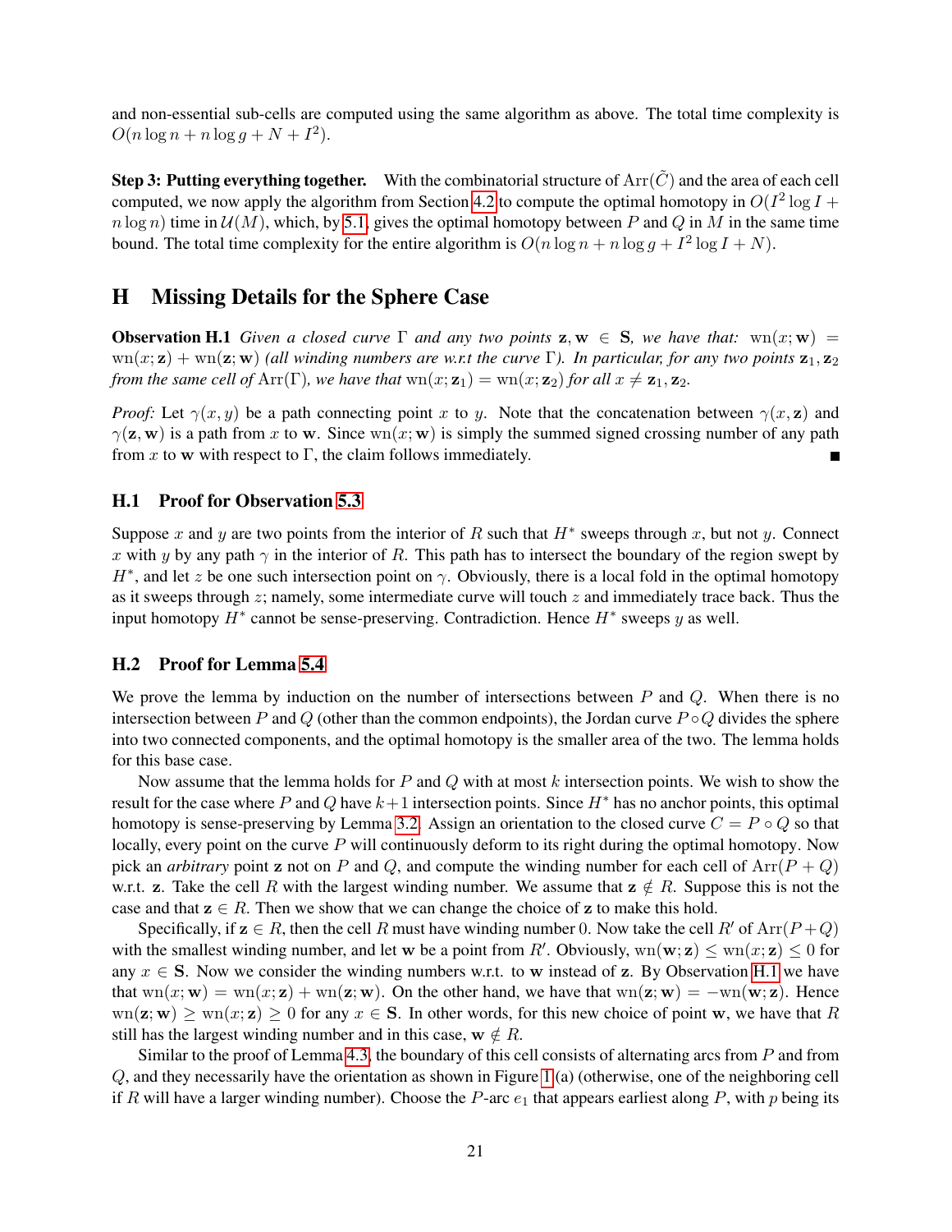and non-essential sub-cells are computed using the same algorithm as above. The total time complexity is $O(n \log n + n \log g + N + I^2)$.

**Step 3: Putting everything together.** With the combinatorial structure of $\mathrm{Arr}(\tilde{C})$ and the area of each cell computed, we now apply the algorithm from Section 4.2 to compute the optimal homotopy in $O(I^2 \log I + n \log n)$ time in $\mathcal{U}(M)$, which, by 5.1, gives the optimal homotopy between $P$ and $Q$ in $M$ in the same time bound. The total time complexity for the entire algorithm is $O(n \log n + n \log g + I^2 \log I + N)$.

# H Missing Details for the Sphere Case

**Observation H.1** *Given a closed curve $\Gamma$ and any two points $\mathbf{z}, \mathbf{w} \in \mathbf{S}$, we have that: $\mathrm{wn}(x; \mathbf{w}) = \mathrm{wn}(x; \mathbf{z}) + \mathrm{wn}(\mathbf{z}; \mathbf{w})$ (all winding numbers are w.r.t the curve $\Gamma$). In particular, for any two points $\mathbf{z}_1, \mathbf{z}_2$ from the same cell of $\mathrm{Arr}(\Gamma)$, we have that $\mathrm{wn}(x; \mathbf{z}_1) = \mathrm{wn}(x; \mathbf{z}_2)$ for all $x \neq \mathbf{z}_1, \mathbf{z}_2$.*

*Proof:* Let $\gamma(x, y)$ be a path connecting point $x$ to $y$. Note that the concatenation between $\gamma(x, \mathbf{z})$ and $\gamma(\mathbf{z}, \mathbf{w})$ is a path from $x$ to $\mathbf{w}$. Since $\mathrm{wn}(x; \mathbf{w})$ is simply the summed signed crossing number of any path from $x$ to $\mathbf{w}$ with respect to $\Gamma$, the claim follows immediately. ∎

## H.1 Proof for Observation 5.3

Suppose $x$ and $y$ are two points from the interior of $R$ such that $H^*$ sweeps through $x$, but not $y$. Connect $x$ with $y$ by any path $\gamma$ in the interior of $R$. This path has to intersect the boundary of the region swept by $H^*$, and let $z$ be one such intersection point on $\gamma$. Obviously, there is a local fold in the optimal homotopy as it sweeps through $z$; namely, some intermediate curve will touch $z$ and immediately trace back. Thus the input homotopy $H^*$ cannot be sense-preserving. Contradiction. Hence $H^*$ sweeps $y$ as well.

## H.2 Proof for Lemma 5.4

We prove the lemma by induction on the number of intersections between $P$ and $Q$. When there is no intersection between $P$ and $Q$ (other than the common endpoints), the Jordan curve $P \circ Q$ divides the sphere into two connected components, and the optimal homotopy is the smaller area of the two. The lemma holds for this base case.

Now assume that the lemma holds for $P$ and $Q$ with at most $k$ intersection points. We wish to show the result for the case where $P$ and $Q$ have $k+1$ intersection points. Since $H^*$ has no anchor points, this optimal homotopy is sense-preserving by Lemma 3.2. Assign an orientation to the closed curve $C = P \circ Q$ so that locally, every point on the curve $P$ will continuously deform to its right during the optimal homotopy. Now pick an *arbitrary* point $\mathbf{z}$ not on $P$ and $Q$, and compute the winding number for each cell of $\mathrm{Arr}(P + Q)$ w.r.t. $\mathbf{z}$. Take the cell $R$ with the largest winding number. We assume that $\mathbf{z} \notin R$. Suppose this is not the case and that $\mathbf{z} \in R$. Then we show that we can change the choice of $\mathbf{z}$ to make this hold.

Specifically, if $\mathbf{z} \in R$, then the cell $R$ must have winding number 0. Now take the cell $R'$ of $\mathrm{Arr}(P+Q)$ with the smallest winding number, and let $\mathbf{w}$ be a point from $R'$. Obviously, $\mathrm{wn}(\mathbf{w}; \mathbf{z}) \leq \mathrm{wn}(x; \mathbf{z}) \leq 0$ for any $x \in \mathbf{S}$. Now we consider the winding numbers w.r.t. to $\mathbf{w}$ instead of $\mathbf{z}$. By Observation H.1 we have that $\mathrm{wn}(x; \mathbf{w}) = \mathrm{wn}(x; \mathbf{z}) + \mathrm{wn}(\mathbf{z}; \mathbf{w})$. On the other hand, we have that $\mathrm{wn}(\mathbf{z}; \mathbf{w}) = -\mathrm{wn}(\mathbf{w}; \mathbf{z})$. Hence $\mathrm{wn}(\mathbf{z}; \mathbf{w}) \geq \mathrm{wn}(x; \mathbf{z}) \geq 0$ for any $x \in \mathbf{S}$. In other words, for this new choice of point $\mathbf{w}$, we have that $R$ still has the largest winding number and in this case, $\mathbf{w} \notin R$.

Similar to the proof of Lemma 4.3, the boundary of this cell consists of alternating arcs from $P$ and from $Q$, and they necessarily have the orientation as shown in Figure 1(a) (otherwise, one of the neighboring cell if $R$ will have a larger winding number). Choose the $P$-arc $e_1$ that appears earliest along $P$, with $p$ being its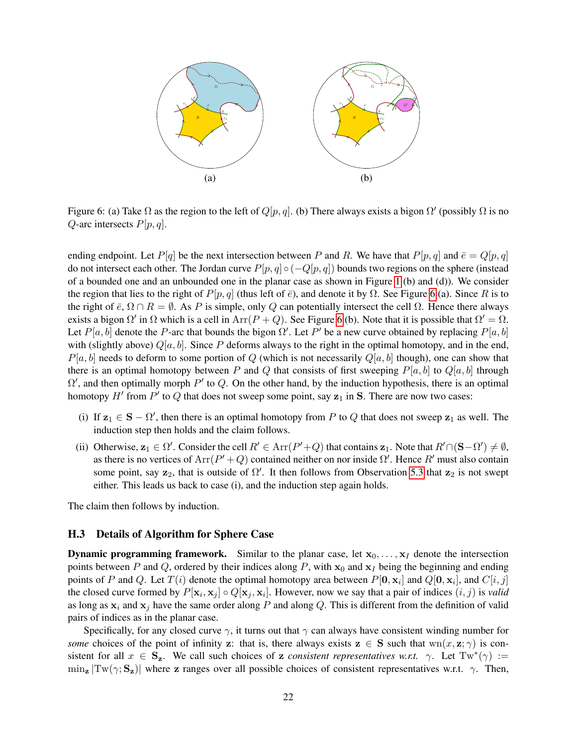(a) (b)

Figure 6: (a) Take $\Omega$ as the region to the left of $Q[p, q]$. (b) There always exists a bigon $\Omega'$ (possibly $\Omega$ is no $Q$-arc intersects $P[p, q]$.

ending endpoint. Let $P[q]$ be the next intersection between $P$ and $R$. We have that $P[p, q]$ and $\bar{e} = Q[p, q]$ do not intersect each other. The Jordan curve $P[p, q] \circ (-Q[p, q])$ bounds two regions on the sphere (instead of a bounded one and an unbounded one in the planar case as shown in Figure 1 (b) and (d)). We consider the region that lies to the right of $P[p, q]$ (thus left of $\bar{e}$), and denote it by $\Omega$. See Figure 6 (a). Since $R$ is to the right of $\bar{e}$, $\Omega \cap R = \emptyset$. As $P$ is simple, only $Q$ can potentially intersect the cell $\Omega$. Hence there always exists a bigon $\Omega'$ in $\Omega$ which is a cell in $\mathrm{Arr}(P + Q)$. See Figure 6 (b). Note that it is possible that $\Omega' = \Omega$. Let $P[a, b]$ denote the $P$-arc that bounds the bigon $\Omega'$. Let $P'$ be a new curve obtained by replacing $P[a, b]$ with (slightly above) $Q[a, b]$. Since $P$ deforms always to the right in the optimal homotopy, and in the end, $P[a, b]$ needs to deform to some portion of $Q$ (which is not necessarily $Q[a, b]$ though), one can show that there is an optimal homotopy between $P$ and $Q$ that consists of first sweeping $P[a, b]$ to $Q[a, b]$ through $\Omega'$, and then optimally morph $P'$ to $Q$. On the other hand, by the induction hypothesis, there is an optimal homotopy $H'$ from $P'$ to $Q$ that does not sweep some point, say $\mathbf{z}_1$ in $\mathbf{S}$. There are now two cases:

(i) If $\mathbf{z}_1 \in \mathbf{S} - \Omega'$, then there is an optimal homotopy from $P$ to $Q$ that does not sweep $\mathbf{z}_1$ as well. The induction step then holds and the claim follows.

(ii) Otherwise, $\mathbf{z}_1 \in \Omega'$. Consider the cell $R' \in \mathrm{Arr}(P' + Q)$ that contains $\mathbf{z}_1$. Note that $R' \cap (\mathbf{S} - \Omega') \neq \emptyset$, as there is no vertices of $\mathrm{Arr}(P' + Q)$ contained neither on nor inside $\Omega'$. Hence $R'$ must also contain some point, say $\mathbf{z}_2$, that is outside of $\Omega'$. It then follows from Observation 5.3 that $\mathbf{z}_2$ is not swept either. This leads us back to case (i), and the induction step again holds.

The claim then follows by induction.

### H.3 Details of Algorithm for Sphere Case

**Dynamic programming framework.** Similar to the planar case, let $\mathbf{x}_0, \ldots, \mathbf{x}_I$ denote the intersection points between $P$ and $Q$, ordered by their indices along $P$, with $\mathbf{x}_0$ and $\mathbf{x}_I$ being the beginning and ending points of $P$ and $Q$. Let $T(i)$ denote the optimal homotopy area between $P[\mathbf{0}, \mathbf{x}_i]$ and $Q[\mathbf{0}, \mathbf{x}_i]$, and $C[i, j]$ the closed curve formed by $P[\mathbf{x}_i, \mathbf{x}_j] \circ Q[\mathbf{x}_j, \mathbf{x}_i]$. However, now we say that a pair of indices $(i, j)$ is *valid* as long as $\mathbf{x}_i$ and $\mathbf{x}_j$ have the same order along $P$ and along $Q$. This is different from the definition of valid pairs of indices as in the planar case.

Specifically, for any closed curve $\gamma$, it turns out that $\gamma$ can always have consistent winding number for *some* choices of the point of infinity $\mathbf{z}$: that is, there always exists $\mathbf{z} \in \mathbf{S}$ such that $\mathrm{wn}(x, \mathbf{z}; \gamma)$ is consistent for all $x \in \mathbf{S}_{\mathbf{z}}$. We call such choices of $\mathbf{z}$ *consistent representatives w.r.t.* $\gamma$. Let $\mathrm{Tw}^*(\gamma) := \min_{\mathbf{z}} |\mathrm{Tw}(\gamma; \mathbf{S}_{\mathbf{z}})|$ where $\mathbf{z}$ ranges over all possible choices of consistent representatives w.r.t. $\gamma$. Then,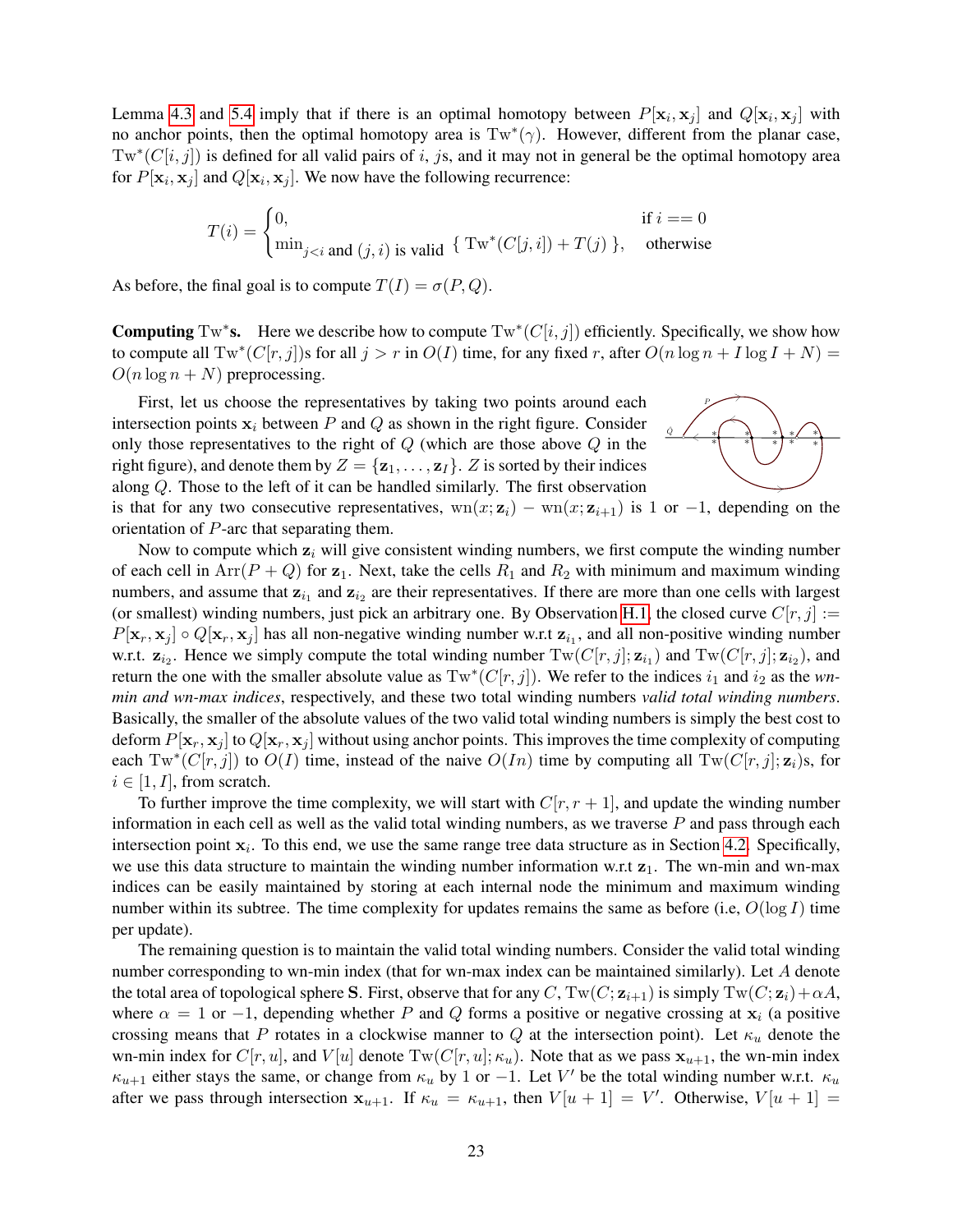Lemma 4.3 and 5.4 imply that if there is an optimal homotopy between $P[\mathbf{x}_i, \mathbf{x}_j]$ and $Q[\mathbf{x}_i, \mathbf{x}_j]$ with no anchor points, then the optimal homotopy area is $\mathrm{Tw}^*(\gamma)$. However, different from the planar case, $\mathrm{Tw}^*(C[i,j])$ is defined for all valid pairs of $i$, $j$s, and it may not in general be the optimal homotopy area for $P[\mathbf{x}_i, \mathbf{x}_j]$ and $Q[\mathbf{x}_i, \mathbf{x}_j]$. We now have the following recurrence:

$$T(i) = \begin{cases} 0, & \text{if } i == 0 \\ \min_{j<i \text{ and } (j,i) \text{ is valid}} \{ \mathrm{Tw}^*(C[j,i]) + T(j) \}, & \text{otherwise} \end{cases}$$

As before, the final goal is to compute $T(I) = \sigma(P, Q)$.

**Computing $\mathrm{Tw}^*$s.** Here we describe how to compute $\mathrm{Tw}^*(C[i,j])$ efficiently. Specifically, we show how to compute all $\mathrm{Tw}^*(C[r,j])$s for all $j > r$ in $O(I)$ time, for any fixed $r$, after $O(n \log n + I \log I + N) = O(n \log n + N)$ preprocessing.

First, let us choose the representatives by taking two points around each intersection points $\mathbf{x}_i$ between $P$ and $Q$ as shown in the right figure. Consider only those representatives to the right of $Q$ (which are those above $Q$ in the right figure), and denote them by $Z = \{\mathbf{z}_1, \ldots, \mathbf{z}_I\}$. $Z$ is sorted by their indices along $Q$. Those to the left of it can be handled similarly. The first observation is that for any two consecutive representatives, $\mathrm{wn}(x; \mathbf{z}_i) - \mathrm{wn}(x; \mathbf{z}_{i+1})$ is 1 or $-1$, depending on the orientation of $P$-arc that separating them.

Now to compute which $\mathbf{z}_i$ will give consistent winding numbers, we first compute the winding number of each cell in $\mathrm{Arr}(P+Q)$ for $\mathbf{z}_1$. Next, take the cells $R_1$ and $R_2$ with minimum and maximum winding numbers, and assume that $\mathbf{z}_{i_1}$ and $\mathbf{z}_{i_2}$ are their representatives. If there are more than one cells with largest (or smallest) winding numbers, just pick an arbitrary one. By Observation H.1, the closed curve $C[r,j] := P[\mathbf{x}_r, \mathbf{x}_j] \circ Q[\mathbf{x}_r, \mathbf{x}_j]$ has all non-negative winding number w.r.t $\mathbf{z}_{i_1}$, and all non-positive winding number w.r.t. $\mathbf{z}_{i_2}$. Hence we simply compute the total winding number $\mathrm{Tw}(C[r,j]; \mathbf{z}_{i_1})$ and $\mathrm{Tw}(C[r,j]; \mathbf{z}_{i_2})$, and return the one with the smaller absolute value as $\mathrm{Tw}^*(C[r,j])$. We refer to the indices $i_1$ and $i_2$ as the *wn-min and wn-max indices*, respectively, and these two total winding numbers *valid total winding numbers*. Basically, the smaller of the absolute values of the two valid total winding numbers is simply the best cost to deform $P[\mathbf{x}_r, \mathbf{x}_j]$ to $Q[\mathbf{x}_r, \mathbf{x}_j]$ without using anchor points. This improves the time complexity of computing each $\mathrm{Tw}^*(C[r,j])$ to $O(I)$ time, instead of the naive $O(In)$ time by computing all $\mathrm{Tw}(C[r,j]; \mathbf{z}_i)$s, for $i \in [1, I]$, from scratch.

To further improve the time complexity, we will start with $C[r, r+1]$, and update the winding number information in each cell as well as the valid total winding numbers, as we traverse $P$ and pass through each intersection point $\mathbf{x}_i$. To this end, we use the same range tree data structure as in Section 4.2. Specifically, we use this data structure to maintain the winding number information w.r.t $\mathbf{z}_1$. The wn-min and wn-max indices can be easily maintained by storing at each internal node the minimum and maximum winding number within its subtree. The time complexity for updates remains the same as before (i.e, $O(\log I)$ time per update).

The remaining question is to maintain the valid total winding numbers. Consider the valid total winding number corresponding to wn-min index (that for wn-max index can be maintained similarly). Let $A$ denote the total area of topological sphere $\mathbf{S}$. First, observe that for any $C$, $\mathrm{Tw}(C; \mathbf{z}_{i+1})$ is simply $\mathrm{Tw}(C; \mathbf{z}_i) + \alpha A$, where $\alpha = 1$ or $-1$, depending whether $P$ and $Q$ forms a positive or negative crossing at $\mathbf{x}_i$ (a positive crossing means that $P$ rotates in a clockwise manner to $Q$ at the intersection point). Let $\kappa_u$ denote the wn-min index for $C[r,u]$, and $V[u]$ denote $\mathrm{Tw}(C[r,u]; \kappa_u)$. Note that as we pass $\mathbf{x}_{u+1}$, the wn-min index $\kappa_{u+1}$ either stays the same, or change from $\kappa_u$ by 1 or $-1$. Let $V'$ be the total winding number w.r.t. $\kappa_u$ after we pass through intersection $\mathbf{x}_{u+1}$. If $\kappa_u = \kappa_{u+1}$, then $V[u+1] = V'$. Otherwise, $V[u+1] =$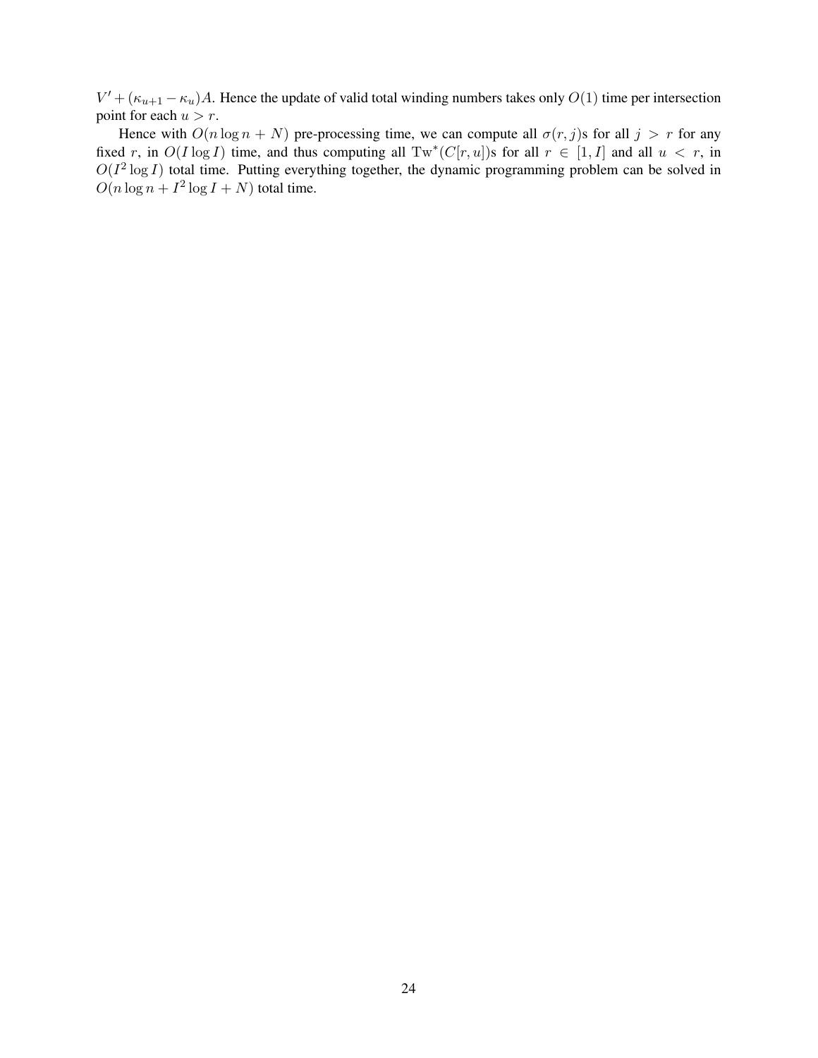$V' + (\kappa_{u+1} - \kappa_u)A$. Hence the update of valid total winding numbers takes only $O(1)$ time per intersection point for each $u > r$.

Hence with $O(n \log n + N)$ pre-processing time, we can compute all $\sigma(r, j)$s for all $j > r$ for any fixed $r$, in $O(I \log I)$ time, and thus computing all $\mathrm{Tw}^*(C[r, u])$s for all $r \in [1, I]$ and all $u < r$, in $O(I^2 \log I)$ total time. Putting everything together, the dynamic programming problem can be solved in $O(n \log n + I^2 \log I + N)$ total time.